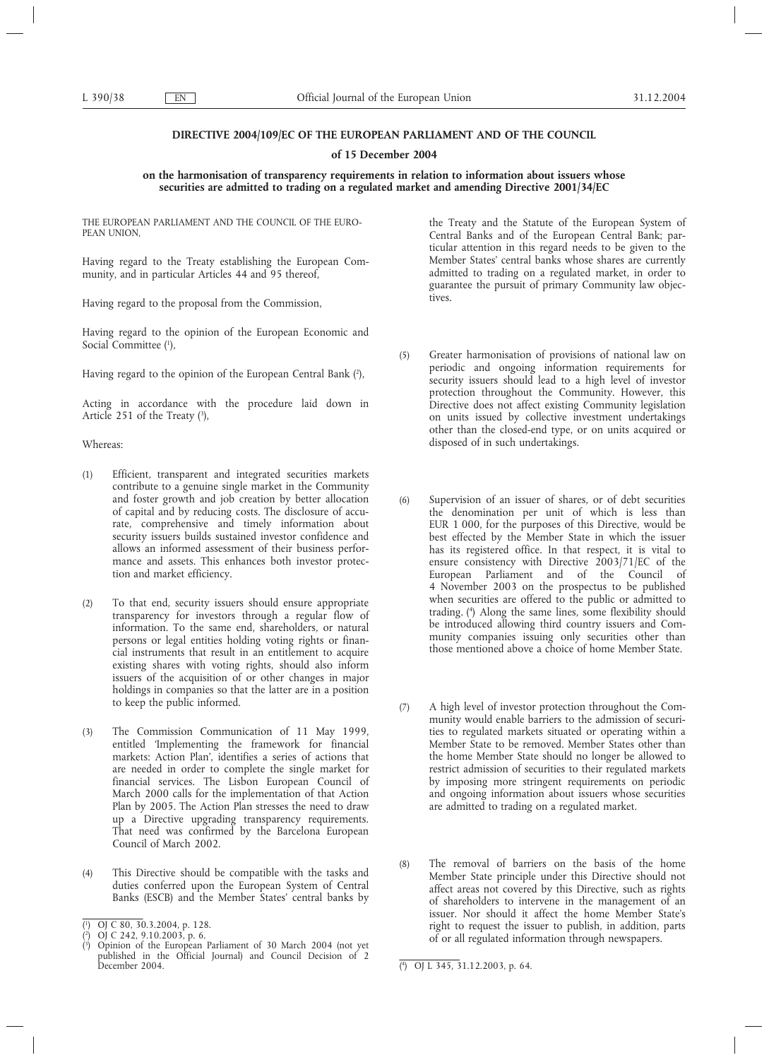**DIRECTIVE 2004/109/EC OF THE EUROPEAN PARLIAMENT AND OF THE COUNCIL**

**of 15 December 2004**

**on the harmonisation of transparency requirements in relation to information about issuers whose securities are admitted to trading on a regulated market and amending Directive 2001/34/EC**

THE EUROPEAN PARLIAMENT AND THE COUNCIL OF THE EUROPEAN UNION,

Having regard to the Treaty establishing the European Community, and in particular Articles 44 and 95 thereof,

Having regard to the proposal from the Commission,

Having regard to the opinion of the European Economic and Social Committee [1],

Having regard to the opinion of the European Central Bank [2],

Acting in accordance with the procedure laid down in Article 251 of the Treaty [3],

Whereas:

(1) Efficient, transparent and integrated securities markets contribute to a genuine single market in the Community and foster growth and job creation by better allocation of capital and by reducing costs. The disclosure of accurate, comprehensive and timely information about security issuers builds sustained investor confidence and allows an informed assessment of their business performance and assets. This enhances both investor protection and market efficiency.

(2) To that end, security issuers should ensure appropriate transparency for investors through a regular flow of information. To the same end, shareholders, or natural persons or legal entities holding voting rights or financial instruments that result in an entitlement to acquire existing shares with voting rights, should also inform issuers of the acquisition of or other changes in major holdings in companies so that the latter are in a position to keep the public informed.

(3) The Commission Communication of 11 May 1999, entitled 'Implementing the framework for financial markets: Action Plan', identifies a series of actions that are needed in order to complete the single market for financial services. The Lisbon European Council of March 2000 calls for the implementation of that Action Plan by 2005. The Action Plan stresses the need to draw up a Directive upgrading transparency requirements. That need was confirmed by the Barcelona European Council of March 2002.

(4) This Directive should be compatible with the tasks and duties conferred upon the European System of Central Banks (ESCB) and the Member States' central banks by the Treaty and the Statute of the European System of Central Banks and of the European Central Bank; particular attention in this regard needs to be given to the Member States' central banks whose shares are currently admitted to trading on a regulated market, in order to guarantee the pursuit of primary Community law objectives.

(5) Greater harmonisation of provisions of national law on periodic and ongoing information requirements for security issuers should lead to a high level of investor protection throughout the Community. However, this Directive does not affect existing Community legislation on units issued by collective investment undertakings other than the closed-end type, or on units acquired or disposed of in such undertakings.

(6) Supervision of an issuer of shares, or of debt securities the denomination per unit of which is less than EUR 1 000, for the purposes of this Directive, would be best effected by the Member State in which the issuer has its registered office. In that respect, it is vital to ensure consistency with Directive 2003/71/EC of the European Parliament and of the Council of 4 November 2003 on the prospectus to be published when securities are offered to the public or admitted to trading. [4] Along the same lines, some flexibility should be introduced allowing third country issuers and Community companies issuing only securities other than those mentioned above a choice of home Member State.

(7) A high level of investor protection throughout the Community would enable barriers to the admission of securities to regulated markets situated or operating within a Member State to be removed. Member States other than the home Member State should no longer be allowed to restrict admission of securities to their regulated markets by imposing more stringent requirements on periodic and ongoing information about issuers whose securities are admitted to trading on a regulated market.

(8) The removal of barriers on the basis of the home Member State principle under this Directive should not affect areas not covered by this Directive, such as rights of shareholders to intervene in the management of an issuer. Nor should it affect the home Member State's right to request the issuer to publish, in addition, parts of or all regulated information through newspapers.

---

[1] OJ C 80, 30.3.2004, p. 128.

[2] OJ C 242, 9.10.2003, p. 6.

[3] Opinion of the European Parliament of 30 March 2004 (not yet published in the Official Journal) and Council Decision of 2 December 2004.

[4] OJ L 345, 31.12.2003, p. 64.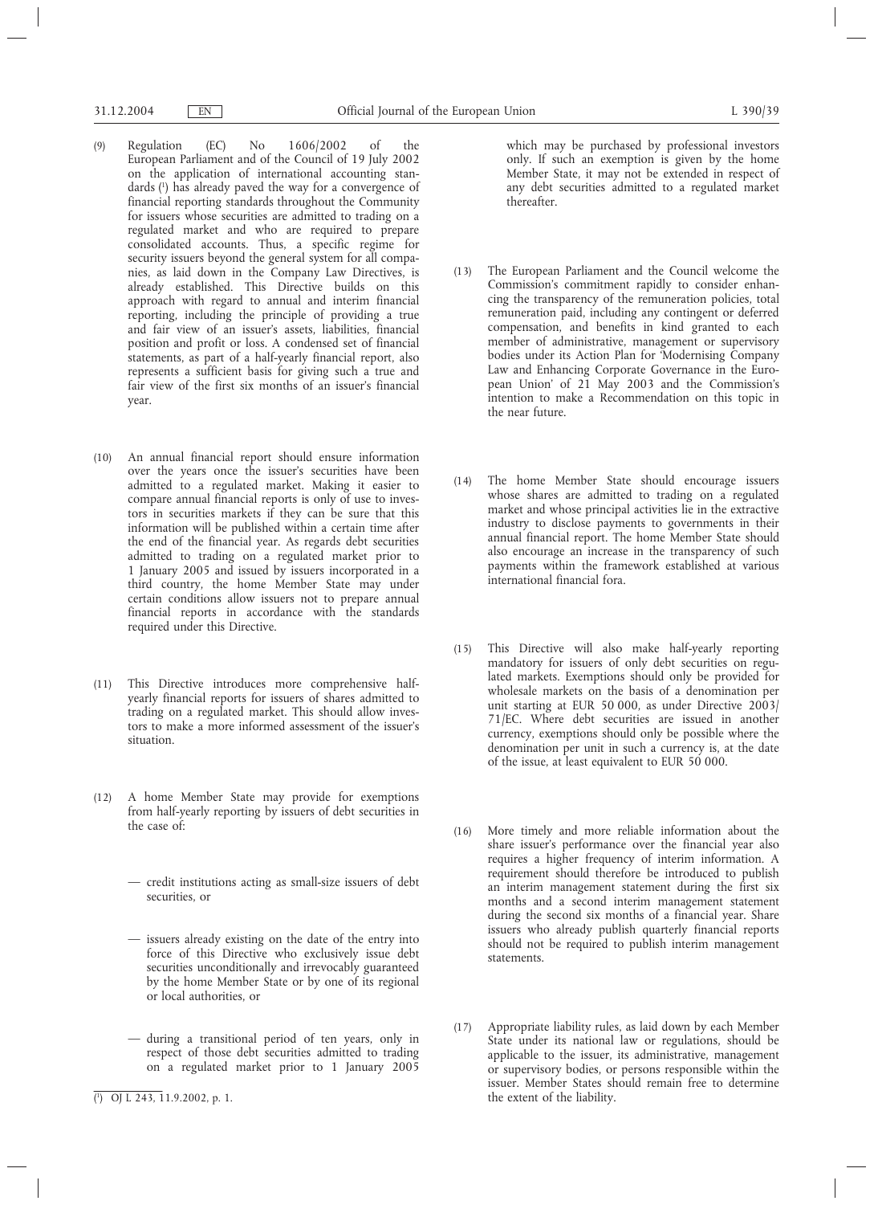(9) Regulation (EC) No 1606/2002 of the European Parliament and of the Council of 19 July 2002 on the application of international accounting standards [1] has already paved the way for a convergence of financial reporting standards throughout the Community for issuers whose securities are admitted to trading on a regulated market and who are required to prepare consolidated accounts. Thus, a specific regime for security issuers beyond the general system for all companies, as laid down in the Company Law Directives, is already established. This Directive builds on this approach with regard to annual and interim financial reporting, including the principle of providing a true and fair view of an issuer's assets, liabilities, financial position and profit or loss. A condensed set of financial statements, as part of a half-yearly financial report, also represents a sufficient basis for giving such a true and fair view of the first six months of an issuer's financial year.

(10) An annual financial report should ensure information over the years once the issuer's securities have been admitted to a regulated market. Making it easier to compare annual financial reports is only of use to investors in securities markets if they can be sure that this information will be published within a certain time after the end of the financial year. As regards debt securities admitted to trading on a regulated market prior to 1 January 2005 and issued by issuers incorporated in a third country, the home Member State may under certain conditions allow issuers not to prepare annual financial reports in accordance with the standards required under this Directive.

(11) This Directive introduces more comprehensive half-yearly financial reports for issuers of shares admitted to trading on a regulated market. This should allow investors to make a more informed assessment of the issuer's situation.

(12) A home Member State may provide for exemptions from half-yearly reporting by issuers of debt securities in the case of:

— credit institutions acting as small-size issuers of debt securities, or

— issuers already existing on the date of the entry into force of this Directive who exclusively issue debt securities unconditionally and irrevocably guaranteed by the home Member State or by one of its regional or local authorities, or

— during a transitional period of ten years, only in respect of those debt securities admitted to trading on a regulated market prior to 1 January 2005 which may be purchased by professional investors only. If such an exemption is given by the home Member State, it may not be extended in respect of any debt securities admitted to a regulated market thereafter.

(13) The European Parliament and the Council welcome the Commission's commitment rapidly to consider enhancing the transparency of the remuneration policies, total remuneration paid, including any contingent or deferred compensation, and benefits in kind granted to each member of administrative, management or supervisory bodies under its Action Plan for 'Modernising Company Law and Enhancing Corporate Governance in the European Union' of 21 May 2003 and the Commission's intention to make a Recommendation on this topic in the near future.

(14) The home Member State should encourage issuers whose shares are admitted to trading on a regulated market and whose principal activities lie in the extractive industry to disclose payments to governments in their annual financial report. The home Member State should also encourage an increase in the transparency of such payments within the framework established at various international financial fora.

(15) This Directive will also make half-yearly reporting mandatory for issuers of only debt securities on regulated markets. Exemptions should only be provided for wholesale markets on the basis of a denomination per unit starting at EUR 50 000, as under Directive 2003/71/EC. Where debt securities are issued in another currency, exemptions should only be possible where the denomination per unit in such a currency is, at the date of the issue, at least equivalent to EUR 50 000.

(16) More timely and more reliable information about the share issuer's performance over the financial year also requires a higher frequency of interim information. A requirement should therefore be introduced to publish an interim management statement during the first six months and a second interim management statement during the second six months of a financial year. Share issuers who already publish quarterly financial reports should not be required to publish interim management statements.

(17) Appropriate liability rules, as laid down by each Member State under its national law or regulations, should be applicable to the issuer, its administrative, management or supervisory bodies, or persons responsible within the issuer. Member States should remain free to determine the extent of the liability.

[1] OJ L 243, 11.9.2002, p. 1.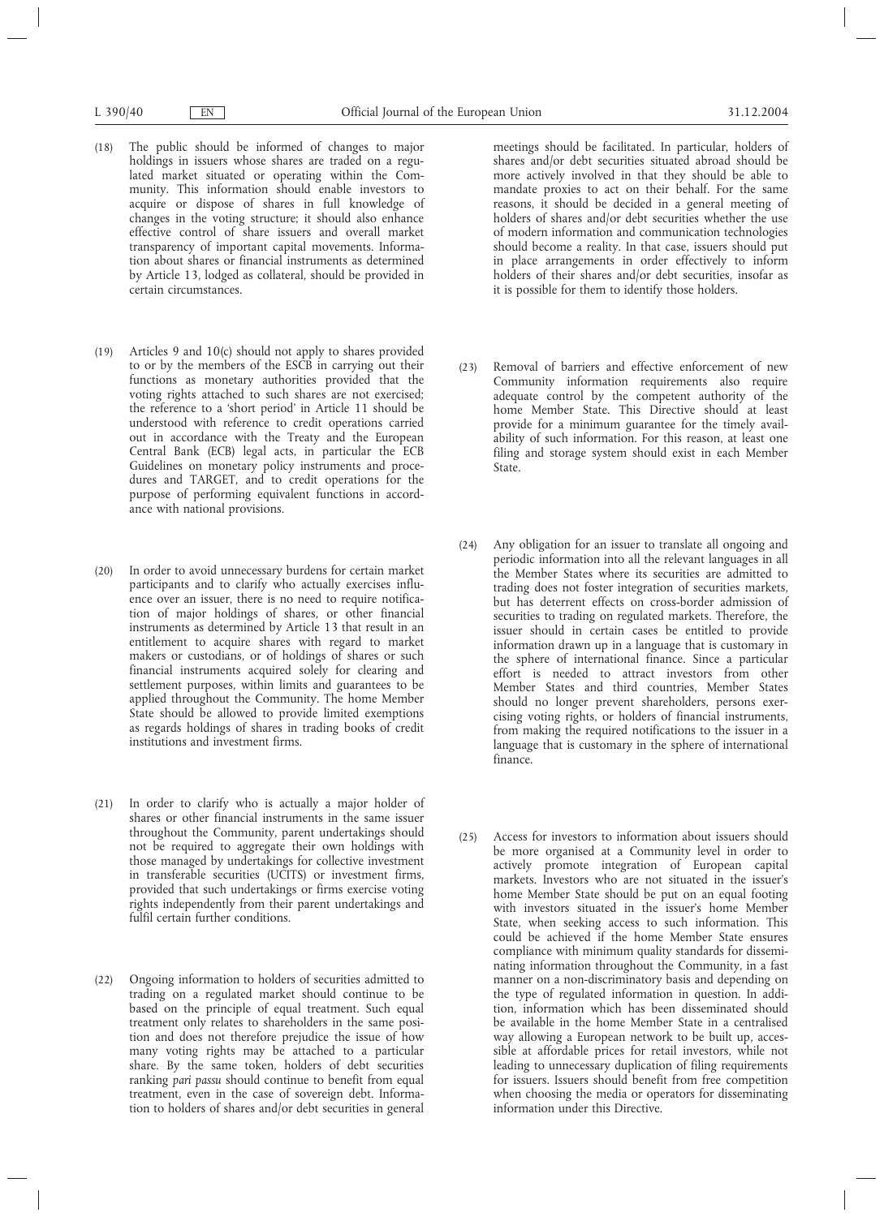(18) The public should be informed of changes to major holdings in issuers whose shares are traded on a regulated market situated or operating within the Community. This information should enable investors to acquire or dispose of shares in full knowledge of changes in the voting structure; it should also enhance effective control of share issuers and overall market transparency of important capital movements. Information about shares or financial instruments as determined by Article 13, lodged as collateral, should be provided in certain circumstances.

(19) Articles 9 and 10(c) should not apply to shares provided to or by the members of the ESCB in carrying out their functions as monetary authorities provided that the voting rights attached to such shares are not exercised; the reference to a 'short period' in Article 11 should be understood with reference to credit operations carried out in accordance with the Treaty and the European Central Bank (ECB) legal acts, in particular the ECB Guidelines on monetary policy instruments and procedures and TARGET, and to credit operations for the purpose of performing equivalent functions in accordance with national provisions.

(20) In order to avoid unnecessary burdens for certain market participants and to clarify who actually exercises influence over an issuer, there is no need to require notification of major holdings of shares, or other financial instruments as determined by Article 13 that result in an entitlement to acquire shares with regard to market makers or custodians, or of holdings of shares or such financial instruments acquired solely for clearing and settlement purposes, within limits and guarantees to be applied throughout the Community. The home Member State should be allowed to provide limited exemptions as regards holdings of shares in trading books of credit institutions and investment firms.

(21) In order to clarify who is actually a major holder of shares or other financial instruments in the same issuer throughout the Community, parent undertakings should not be required to aggregate their own holdings with those managed by undertakings for collective investment in transferable securities (UCITS) or investment firms, provided that such undertakings or firms exercise voting rights independently from their parent undertakings and fulfil certain further conditions.

(22) Ongoing information to holders of securities admitted to trading on a regulated market should continue to be based on the principle of equal treatment. Such equal treatment only relates to shareholders in the same position and does not therefore prejudice the issue of how many voting rights may be attached to a particular share. By the same token, holders of debt securities ranking *pari passu* should continue to benefit from equal treatment, even in the case of sovereign debt. Information to holders of shares and/or debt securities in general meetings should be facilitated. In particular, holders of shares and/or debt securities situated abroad should be more actively involved in that they should be able to mandate proxies to act on their behalf. For the same reasons, it should be decided in a general meeting of holders of shares and/or debt securities whether the use of modern information and communication technologies should become a reality. In that case, issuers should put in place arrangements in order effectively to inform holders of their shares and/or debt securities, insofar as it is possible for them to identify those holders.

(23) Removal of barriers and effective enforcement of new Community information requirements also require adequate control by the competent authority of the home Member State. This Directive should at least provide for a minimum guarantee for the timely availability of such information. For this reason, at least one filing and storage system should exist in each Member State.

(24) Any obligation for an issuer to translate all ongoing and periodic information into all the relevant languages in all the Member States where its securities are admitted to trading does not foster integration of securities markets, but has deterrent effects on cross-border admission of securities to trading on regulated markets. Therefore, the issuer should in certain cases be entitled to provide information drawn up in a language that is customary in the sphere of international finance. Since a particular effort is needed to attract investors from other Member States and third countries, Member States should no longer prevent shareholders, persons exercising voting rights, or holders of financial instruments, from making the required notifications to the issuer in a language that is customary in the sphere of international finance.

(25) Access for investors to information about issuers should be more organised at a Community level in order to actively promote integration of European capital markets. Investors who are not situated in the issuer's home Member State should be put on an equal footing with investors situated in the issuer's home Member State, when seeking access to such information. This could be achieved if the home Member State ensures compliance with minimum quality standards for disseminating information throughout the Community, in a fast manner on a non-discriminatory basis and depending on the type of regulated information in question. In addition, information which has been disseminated should be available in the home Member State in a centralised way allowing a European network to be built up, accessible at affordable prices for retail investors, while not leading to unnecessary duplication of filing requirements for issuers. Issuers should benefit from free competition when choosing the media or operators for disseminating information under this Directive.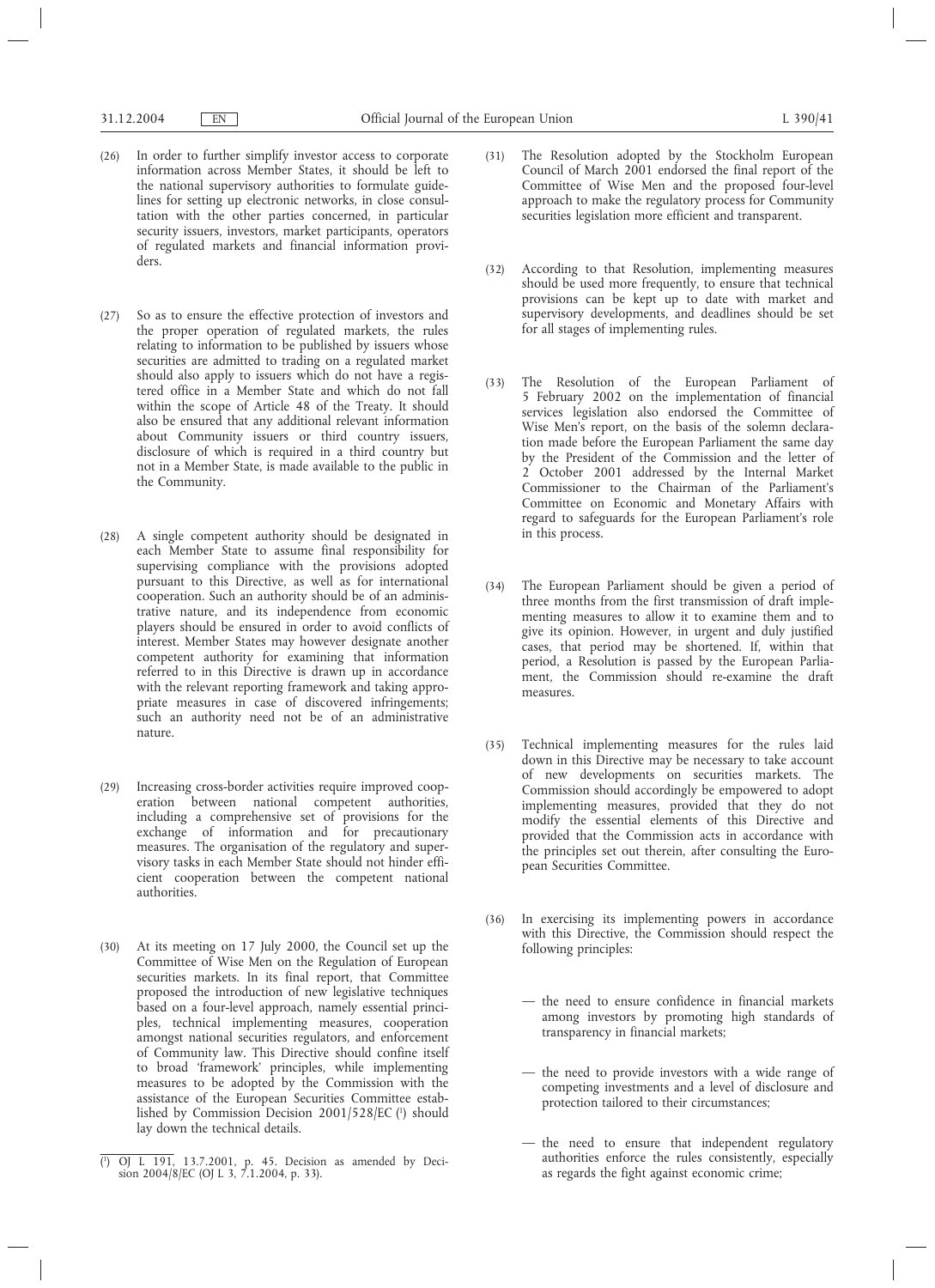(26) In order to further simplify investor access to corporate information across Member States, it should be left to the national supervisory authorities to formulate guidelines for setting up electronic networks, in close consultation with the other parties concerned, in particular security issuers, investors, market participants, operators of regulated markets and financial information providers.

(27) So as to ensure the effective protection of investors and the proper operation of regulated markets, the rules relating to information to be published by issuers whose securities are admitted to trading on a regulated market should also apply to issuers which do not have a registered office in a Member State and which do not fall within the scope of Article 48 of the Treaty. It should also be ensured that any additional relevant information about Community issuers or third country issuers, disclosure of which is required in a third country but not in a Member State, is made available to the public in the Community.

(28) A single competent authority should be designated in each Member State to assume final responsibility for supervising compliance with the provisions adopted pursuant to this Directive, as well as for international cooperation. Such an authority should be of an administrative nature, and its independence from economic players should be ensured in order to avoid conflicts of interest. Member States may however designate another competent authority for examining that information referred to in this Directive is drawn up in accordance with the relevant reporting framework and taking appropriate measures in case of discovered infringements; such an authority need not be of an administrative nature.

(29) Increasing cross-border activities require improved cooperation between national competent authorities, including a comprehensive set of provisions for the exchange of information and for precautionary measures. The organisation of the regulatory and supervisory tasks in each Member State should not hinder efficient cooperation between the competent national authorities.

(30) At its meeting on 17 July 2000, the Council set up the Committee of Wise Men on the Regulation of European securities markets. In its final report, that Committee proposed the introduction of new legislative techniques based on a four-level approach, namely essential principles, technical implementing measures, cooperation amongst national securities regulators, and enforcement of Community law. This Directive should confine itself to broad 'framework' principles, while implementing measures to be adopted by the Commission with the assistance of the European Securities Committee established by Commission Decision 2001/528/EC [1] should lay down the technical details.

(31) The Resolution adopted by the Stockholm European Council of March 2001 endorsed the final report of the Committee of Wise Men and the proposed four-level approach to make the regulatory process for Community securities legislation more efficient and transparent.

(32) According to that Resolution, implementing measures should be used more frequently, to ensure that technical provisions can be kept up to date with market and supervisory developments, and deadlines should be set for all stages of implementing rules.

(33) The Resolution of the European Parliament of 5 February 2002 on the implementation of financial services legislation also endorsed the Committee of Wise Men's report, on the basis of the solemn declaration made before the European Parliament the same day by the President of the Commission and the letter of 2 October 2001 addressed by the Internal Market Commissioner to the Chairman of the Parliament's Committee on Economic and Monetary Affairs with regard to safeguards for the European Parliament's role in this process.

(34) The European Parliament should be given a period of three months from the first transmission of draft implementing measures to allow it to examine them and to give its opinion. However, in urgent and duly justified cases, that period may be shortened. If, within that period, a Resolution is passed by the European Parliament, the Commission should re-examine the draft measures.

(35) Technical implementing measures for the rules laid down in this Directive may be necessary to take account of new developments on securities markets. The Commission should accordingly be empowered to adopt implementing measures, provided that they do not modify the essential elements of this Directive and provided that the Commission acts in accordance with the principles set out therein, after consulting the European Securities Committee.

(36) In exercising its implementing powers in accordance with this Directive, the Commission should respect the following principles:

— the need to ensure confidence in financial markets among investors by promoting high standards of transparency in financial markets;

— the need to provide investors with a wide range of competing investments and a level of disclosure and protection tailored to their circumstances;

— the need to ensure that independent regulatory authorities enforce the rules consistently, especially as regards the fight against economic crime;

---

[1] OJ L 191, 13.7.2001, p. 45. Decision as amended by Decision 2004/8/EC (OJ L 3, 7.1.2004, p. 33).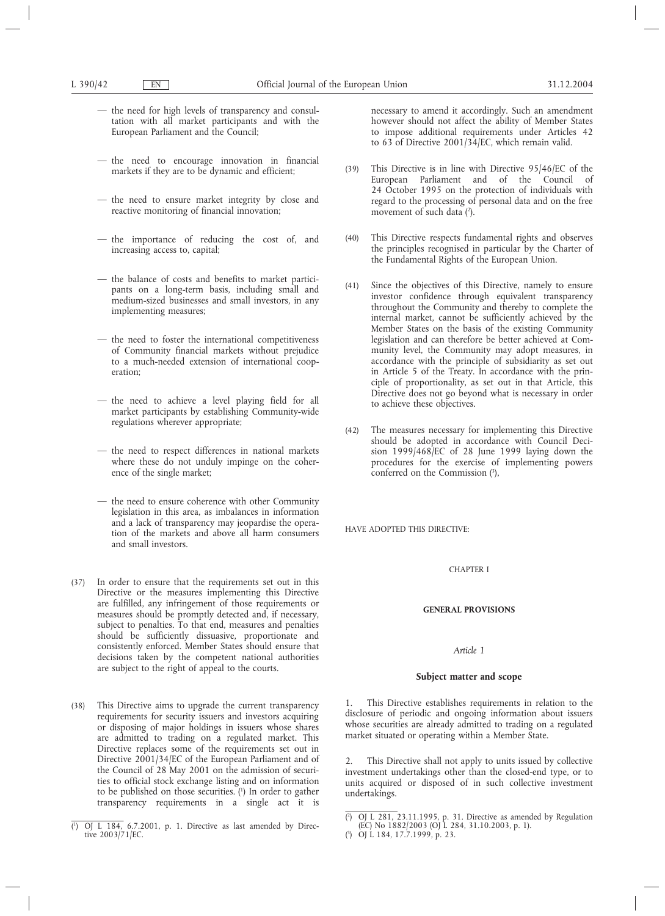— the need for high levels of transparency and consultation with all market participants and with the European Parliament and the Council;

— the need to encourage innovation in financial markets if they are to be dynamic and efficient;

— the need to ensure market integrity by close and reactive monitoring of financial innovation;

— the importance of reducing the cost of, and increasing access to, capital;

— the balance of costs and benefits to market participants on a long-term basis, including small and medium-sized businesses and small investors, in any implementing measures;

— the need to foster the international competitiveness of Community financial markets without prejudice to a much-needed extension of international cooperation;

— the need to achieve a level playing field for all market participants by establishing Community-wide regulations wherever appropriate;

— the need to respect differences in national markets where these do not unduly impinge on the coherence of the single market;

— the need to ensure coherence with other Community legislation in this area, as imbalances in information and a lack of transparency may jeopardise the operation of the markets and above all harm consumers and small investors.

(37) In order to ensure that the requirements set out in this Directive or the measures implementing this Directive are fulfilled, any infringement of those requirements or measures should be promptly detected and, if necessary, subject to penalties. To that end, measures and penalties should be sufficiently dissuasive, proportionate and consistently enforced. Member States should ensure that decisions taken by the competent national authorities are subject to the right of appeal to the courts.

(38) This Directive aims to upgrade the current transparency requirements for security issuers and investors acquiring or disposing of major holdings in issuers whose shares are admitted to trading on a regulated market. This Directive replaces some of the requirements set out in Directive 2001/34/EC of the European Parliament and of the Council of 28 May 2001 on the admission of securities to official stock exchange listing and on information to be published on those securities. [1] In order to gather transparency requirements in a single act it is necessary to amend it accordingly. Such an amendment however should not affect the ability of Member States to impose additional requirements under Articles 42 to 63 of Directive 2001/34/EC, which remain valid.

(39) This Directive is in line with Directive 95/46/EC of the European Parliament and of the Council of 24 October 1995 on the protection of individuals with regard to the processing of personal data and on the free movement of such data [2].

(40) This Directive respects fundamental rights and observes the principles recognised in particular by the Charter of the Fundamental Rights of the European Union.

(41) Since the objectives of this Directive, namely to ensure investor confidence through equivalent transparency throughout the Community and thereby to complete the internal market, cannot be sufficiently achieved by the Member States on the basis of the existing Community legislation and can therefore be better achieved at Community level, the Community may adopt measures, in accordance with the principle of subsidiarity as set out in Article 5 of the Treaty. In accordance with the principle of proportionality, as set out in that Article, this Directive does not go beyond what is necessary in order to achieve these objectives.

(42) The measures necessary for implementing this Directive should be adopted in accordance with Council Decision 1999/468/EC of 28 June 1999 laying down the procedures for the exercise of implementing powers conferred on the Commission [3],

HAVE ADOPTED THIS DIRECTIVE:

## CHAPTER I

## GENERAL PROVISIONS

*Article 1*

### Subject matter and scope

1. This Directive establishes requirements in relation to the disclosure of periodic and ongoing information about issuers whose securities are already admitted to trading on a regulated market situated or operating within a Member State.

2. This Directive shall not apply to units issued by collective investment undertakings other than the closed-end type, or to units acquired or disposed of in such collective investment undertakings.

---

[1] OJ L 184, 6.7.2001, p. 1. Directive as last amended by Directive 2003/71/EC.

[2] OJ L 281, 23.11.1995, p. 31. Directive as amended by Regulation (EC) No 1882/2003 (OJ L 284, 31.10.2003, p. 1).

[3] OJ L 184, 17.7.1999, p. 23.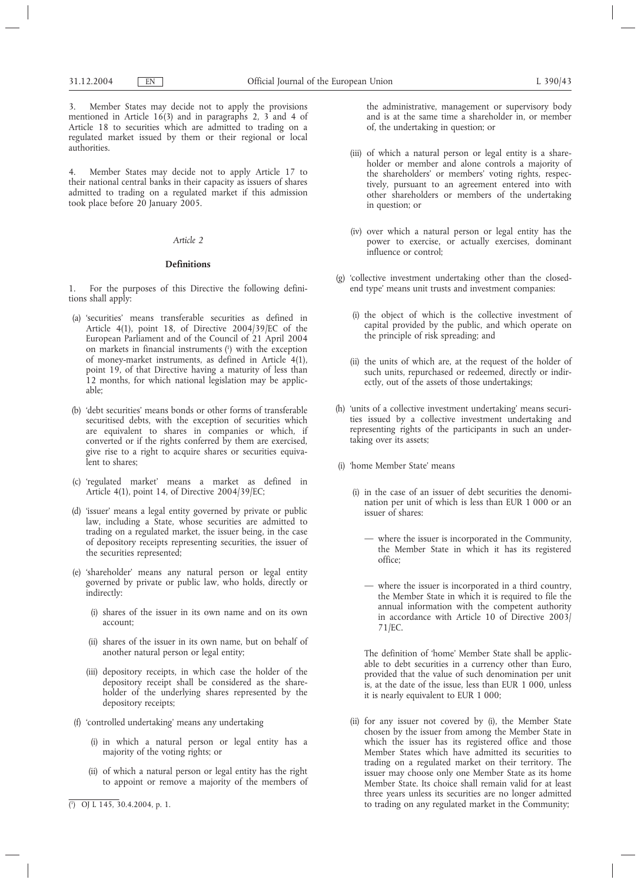3. Member States may decide not to apply the provisions mentioned in Article 16(3) and in paragraphs 2, 3 and 4 of Article 18 to securities which are admitted to trading on a regulated market issued by them or their regional or local authorities.

4. Member States may decide not to apply Article 17 to their national central banks in their capacity as issuers of shares admitted to trading on a regulated market if this admission took place before 20 January 2005.

*Article 2*

**Definitions**

1. For the purposes of this Directive the following definitions shall apply:

(a) 'securities' means transferable securities as defined in Article 4(1), point 18, of Directive 2004/39/EC of the European Parliament and of the Council of 21 April 2004 on markets in financial instruments [1] with the exception of money-market instruments, as defined in Article 4(1), point 19, of that Directive having a maturity of less than 12 months, for which national legislation may be applicable;

(b) 'debt securities' means bonds or other forms of transferable securitised debts, with the exception of securities which are equivalent to shares in companies or which, if converted or if the rights conferred by them are exercised, give rise to a right to acquire shares or securities equivalent to shares;

(c) 'regulated market' means a market as defined in Article 4(1), point 14, of Directive 2004/39/EC;

(d) 'issuer' means a legal entity governed by private or public law, including a State, whose securities are admitted to trading on a regulated market, the issuer being, in the case of depository receipts representing securities, the issuer of the securities represented;

(e) 'shareholder' means any natural person or legal entity governed by private or public law, who holds, directly or indirectly:

   (i) shares of the issuer in its own name and on its own account;

   (ii) shares of the issuer in its own name, but on behalf of another natural person or legal entity;

   (iii) depository receipts, in which case the holder of the depository receipt shall be considered as the shareholder of the underlying shares represented by the depository receipts;

(f) 'controlled undertaking' means any undertaking

   (i) in which a natural person or legal entity has a majority of the voting rights; or

   (ii) of which a natural person or legal entity has the right to appoint or remove a majority of the members of the administrative, management or supervisory body and is at the same time a shareholder in, or member of, the undertaking in question; or

   (iii) of which a natural person or legal entity is a shareholder or member and alone controls a majority of the shareholders' or members' voting rights, respectively, pursuant to an agreement entered into with other shareholders or members of the undertaking in question; or

   (iv) over which a natural person or legal entity has the power to exercise, or actually exercises, dominant influence or control;

(g) 'collective investment undertaking other than the closed-end type' means unit trusts and investment companies:

   (i) the object of which is the collective investment of capital provided by the public, and which operate on the principle of risk spreading; and

   (ii) the units of which are, at the request of the holder of such units, repurchased or redeemed, directly or indirectly, out of the assets of those undertakings;

(h) 'units of a collective investment undertaking' means securities issued by a collective investment undertaking and representing rights of the participants in such an undertaking over its assets;

(i) 'home Member State' means

   (i) in the case of an issuer of debt securities the denomination per unit of which is less than EUR 1 000 or an issuer of shares:

   — where the issuer is incorporated in the Community, the Member State in which it has its registered office;

   — where the issuer is incorporated in a third country, the Member State in which it is required to file the annual information with the competent authority in accordance with Article 10 of Directive 2003/71/EC.

   The definition of 'home' Member State shall be applicable to debt securities in a currency other than Euro, provided that the value of such denomination per unit is, at the date of the issue, less than EUR 1 000, unless it is nearly equivalent to EUR 1 000;

   (ii) for any issuer not covered by (i), the Member State chosen by the issuer from among the Member State in which the issuer has its registered office and those Member States which have admitted its securities to trading on a regulated market on their territory. The issuer may choose only one Member State as its home Member State. Its choice shall remain valid for at least three years unless its securities are no longer admitted to trading on any regulated market in the Community;

[1] OJ L 145, 30.4.2004, p. 1.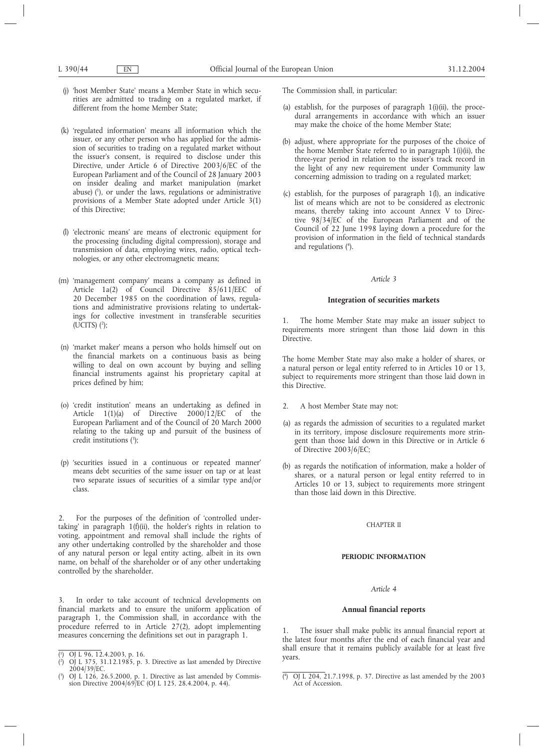(j) 'host Member State' means a Member State in which securities are admitted to trading on a regulated market, if different from the home Member State;

(k) 'regulated information' means all information which the issuer, or any other person who has applied for the admission of securities to trading on a regulated market without the issuer's consent, is required to disclose under this Directive, under Article 6 of Directive 2003/6/EC of the European Parliament and of the Council of 28 January 2003 on insider dealing and market manipulation (market abuse) [1], or under the laws, regulations or administrative provisions of a Member State adopted under Article 3(1) of this Directive;

(l) 'electronic means' are means of electronic equipment for the processing (including digital compression), storage and transmission of data, employing wires, radio, optical technologies, or any other electromagnetic means;

(m) 'management company' means a company as defined in Article 1a(2) of Council Directive 85/611/EEC of 20 December 1985 on the coordination of laws, regulations and administrative provisions relating to undertakings for collective investment in transferable securities (UCITS) [2];

(n) 'market maker' means a person who holds himself out on the financial markets on a continuous basis as being willing to deal on own account by buying and selling financial instruments against his proprietary capital at prices defined by him;

(o) 'credit institution' means an undertaking as defined in Article 1(1)(a) of Directive 2000/12/EC of the European Parliament and of the Council of 20 March 2000 relating to the taking up and pursuit of the business of credit institutions [3];

(p) 'securities issued in a continuous or repeated manner' means debt securities of the same issuer on tap or at least two separate issues of securities of a similar type and/or class.

2. For the purposes of the definition of 'controlled undertaking' in paragraph 1(f)(ii), the holder's rights in relation to voting, appointment and removal shall include the rights of any other undertaking controlled by the shareholder and those of any natural person or legal entity acting, albeit in its own name, on behalf of the shareholder or of any other undertaking controlled by the shareholder.

3. In order to take account of technical developments on financial markets and to ensure the uniform application of paragraph 1, the Commission shall, in accordance with the procedure referred to in Article 27(2), adopt implementing measures concerning the definitions set out in paragraph 1.

[1] OJ L 96, 12.4.2003, p. 16.

[2] OJ L 375, 31.12.1985, p. 3. Directive as last amended by Directive 2004/39/EC.

[3] OJ L 126, 26.5.2000, p. 1. Directive as last amended by Commission Directive 2004/69/EC (OJ L 125, 28.4.2004, p. 44).

The Commission shall, in particular:

(a) establish, for the purposes of paragraph 1(i)(ii), the procedural arrangements in accordance with which an issuer may make the choice of the home Member State;

(b) adjust, where appropriate for the purposes of the choice of the home Member State referred to in paragraph 1(i)(ii), the three-year period in relation to the issuer's track record in the light of any new requirement under Community law concerning admission to trading on a regulated market;

(c) establish, for the purposes of paragraph 1(l), an indicative list of means which are not to be considered as electronic means, thereby taking into account Annex V to Directive 98/34/EC of the European Parliament and of the Council of 22 June 1998 laying down a procedure for the provision of information in the field of technical standards and regulations [4].

*Article 3*

**Integration of securities markets**

1. The home Member State may make an issuer subject to requirements more stringent than those laid down in this Directive.

The home Member State may also make a holder of shares, or a natural person or legal entity referred to in Articles 10 or 13, subject to requirements more stringent than those laid down in this Directive.

2. A host Member State may not:

(a) as regards the admission of securities to a regulated market in its territory, impose disclosure requirements more stringent than those laid down in this Directive or in Article 6 of Directive 2003/6/EC;

(b) as regards the notification of information, make a holder of shares, or a natural person or legal entity referred to in Articles 10 or 13, subject to requirements more stringent than those laid down in this Directive.

CHAPTER II

**PERIODIC INFORMATION**

*Article 4*

**Annual financial reports**

1. The issuer shall make public its annual financial report at the latest four months after the end of each financial year and shall ensure that it remains publicly available for at least five years.

[4] OJ L 204, 21.7.1998, p. 37. Directive as last amended by the 2003 Act of Accession.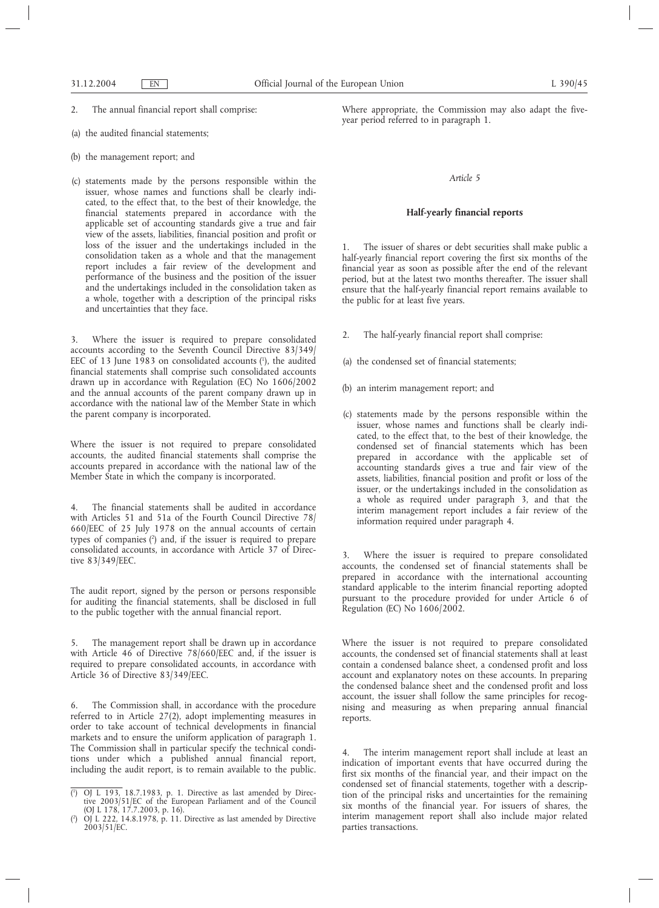2. The annual financial report shall comprise:

(a) the audited financial statements;

(b) the management report; and

(c) statements made by the persons responsible within the issuer, whose names and functions shall be clearly indicated, to the effect that, to the best of their knowledge, the financial statements prepared in accordance with the applicable set of accounting standards give a true and fair view of the assets, liabilities, financial position and profit or loss of the issuer and the undertakings included in the consolidation taken as a whole and that the management report includes a fair review of the development and performance of the business and the position of the issuer and the undertakings included in the consolidation taken as a whole, together with a description of the principal risks and uncertainties that they face.

3. Where the issuer is required to prepare consolidated accounts according to the Seventh Council Directive 83/349/EEC of 13 June 1983 on consolidated accounts [1], the audited financial statements shall comprise such consolidated accounts drawn up in accordance with Regulation (EC) No 1606/2002 and the annual accounts of the parent company drawn up in accordance with the national law of the Member State in which the parent company is incorporated.

Where the issuer is not required to prepare consolidated accounts, the audited financial statements shall comprise the accounts prepared in accordance with the national law of the Member State in which the company is incorporated.

4. The financial statements shall be audited in accordance with Articles 51 and 51a of the Fourth Council Directive 78/660/EEC of 25 July 1978 on the annual accounts of certain types of companies [2] and, if the issuer is required to prepare consolidated accounts, in accordance with Article 37 of Directive 83/349/EEC.

The audit report, signed by the person or persons responsible for auditing the financial statements, shall be disclosed in full to the public together with the annual financial report.

5. The management report shall be drawn up in accordance with Article 46 of Directive 78/660/EEC and, if the issuer is required to prepare consolidated accounts, in accordance with Article 36 of Directive 83/349/EEC.

6. The Commission shall, in accordance with the procedure referred to in Article 27(2), adopt implementing measures in order to take account of technical developments in financial markets and to ensure the uniform application of paragraph 1. The Commission shall in particular specify the technical conditions under which a published annual financial report, including the audit report, is to remain available to the public.

Where appropriate, the Commission may also adapt the five-year period referred to in paragraph 1.

*Article 5*

**Half-yearly financial reports**

1. The issuer of shares or debt securities shall make public a half-yearly financial report covering the first six months of the financial year as soon as possible after the end of the relevant period, but at the latest two months thereafter. The issuer shall ensure that the half-yearly financial report remains available to the public for at least five years.

2. The half-yearly financial report shall comprise:

(a) the condensed set of financial statements;

(b) an interim management report; and

(c) statements made by the persons responsible within the issuer, whose names and functions shall be clearly indicated, to the effect that, to the best of their knowledge, the condensed set of financial statements which has been prepared in accordance with the applicable set of accounting standards gives a true and fair view of the assets, liabilities, financial position and profit or loss of the issuer, or the undertakings included in the consolidation as a whole as required under paragraph 3, and that the interim management report includes a fair review of the information required under paragraph 4.

3. Where the issuer is required to prepare consolidated accounts, the condensed set of financial statements shall be prepared in accordance with the international accounting standard applicable to the interim financial reporting adopted pursuant to the procedure provided for under Article 6 of Regulation (EC) No 1606/2002.

Where the issuer is not required to prepare consolidated accounts, the condensed set of financial statements shall at least contain a condensed balance sheet, a condensed profit and loss account and explanatory notes on these accounts. In preparing the condensed balance sheet and the condensed profit and loss account, the issuer shall follow the same principles for recognising and measuring as when preparing annual financial reports.

4. The interim management report shall include at least an indication of important events that have occurred during the first six months of the financial year, and their impact on the condensed set of financial statements, together with a description of the principal risks and uncertainties for the remaining six months of the financial year. For issuers of shares, the interim management report shall also include major related parties transactions.

---

[1] OJ L 193, 18.7.1983, p. 1. Directive as last amended by Directive 2003/51/EC of the European Parliament and of the Council (OJ L 178, 17.7.2003, p. 16).

[2] OJ L 222, 14.8.1978, p. 11. Directive as last amended by Directive 2003/51/EC.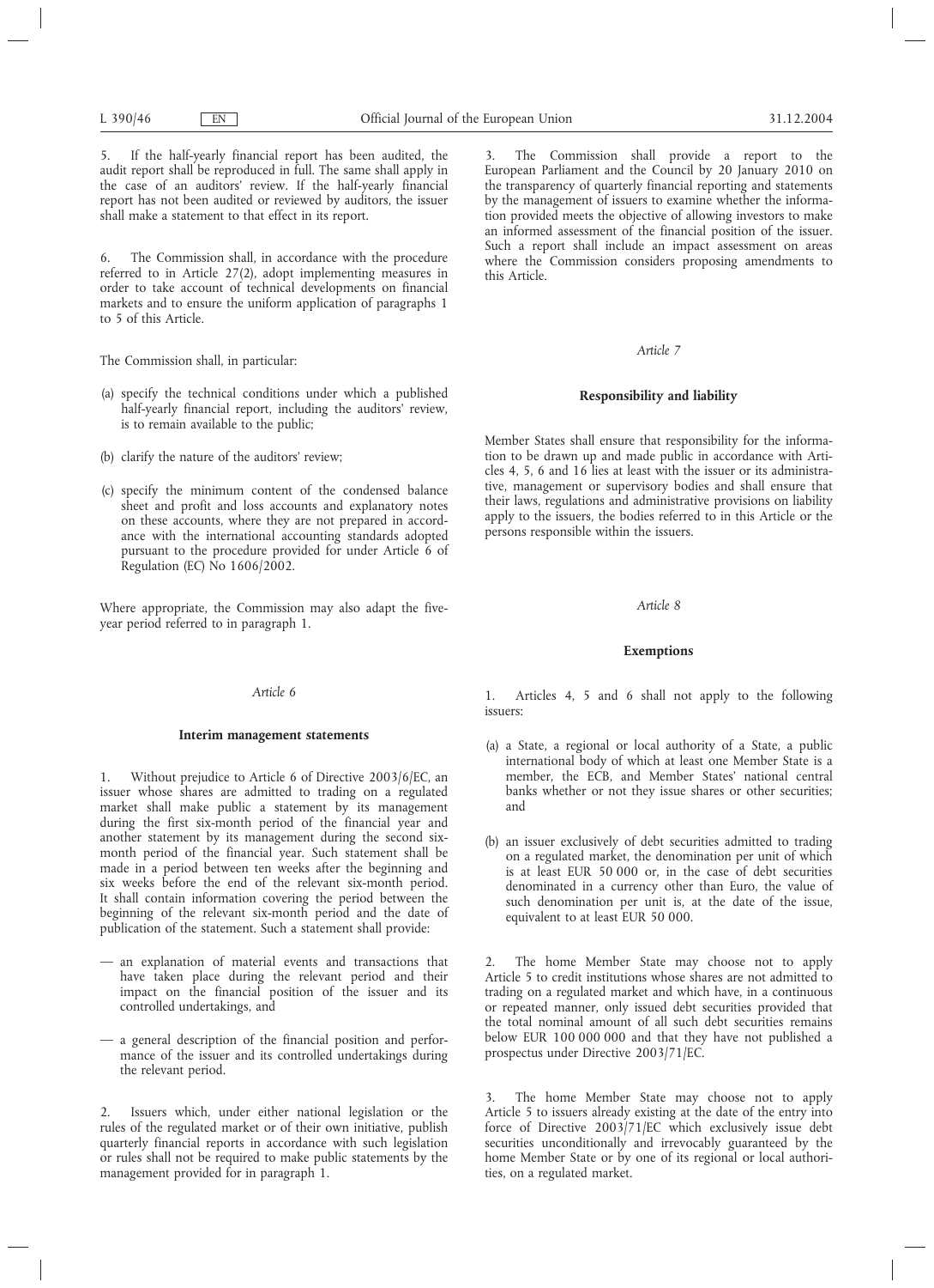5. If the half-yearly financial report has been audited, the audit report shall be reproduced in full. The same shall apply in the case of an auditors' review. If the half-yearly financial report has not been audited or reviewed by auditors, the issuer shall make a statement to that effect in its report.

6. The Commission shall, in accordance with the procedure referred to in Article 27(2), adopt implementing measures in order to take account of technical developments on financial markets and to ensure the uniform application of paragraphs 1 to 5 of this Article.

The Commission shall, in particular:

(a) specify the technical conditions under which a published half-yearly financial report, including the auditors' review, is to remain available to the public;

(b) clarify the nature of the auditors' review;

(c) specify the minimum content of the condensed balance sheet and profit and loss accounts and explanatory notes on these accounts, where they are not prepared in accordance with the international accounting standards adopted pursuant to the procedure provided for under Article 6 of Regulation (EC) No 1606/2002.

Where appropriate, the Commission may also adapt the five-year period referred to in paragraph 1.

*Article 6*

**Interim management statements**

1. Without prejudice to Article 6 of Directive 2003/6/EC, an issuer whose shares are admitted to trading on a regulated market shall make public a statement by its management during the first six-month period of the financial year and another statement by its management during the second six-month period of the financial year. Such statement shall be made in a period between ten weeks after the beginning and six weeks before the end of the relevant six-month period. It shall contain information covering the period between the beginning of the relevant six-month period and the date of publication of the statement. Such a statement shall provide:

— an explanation of material events and transactions that have taken place during the relevant period and their impact on the financial position of the issuer and its controlled undertakings, and

— a general description of the financial position and performance of the issuer and its controlled undertakings during the relevant period.

2. Issuers which, under either national legislation or the rules of the regulated market or of their own initiative, publish quarterly financial reports in accordance with such legislation or rules shall not be required to make public statements by the management provided for in paragraph 1.

3. The Commission shall provide a report to the European Parliament and the Council by 20 January 2010 on the transparency of quarterly financial reporting and statements by the management of issuers to examine whether the information provided meets the objective of allowing investors to make an informed assessment of the financial position of the issuer. Such a report shall include an impact assessment on areas where the Commission considers proposing amendments to this Article.

*Article 7*

**Responsibility and liability**

Member States shall ensure that responsibility for the information to be drawn up and made public in accordance with Articles 4, 5, 6 and 16 lies at least with the issuer or its administrative, management or supervisory bodies and shall ensure that their laws, regulations and administrative provisions on liability apply to the issuers, the bodies referred to in this Article or the persons responsible within the issuers.

*Article 8*

**Exemptions**

1. Articles 4, 5 and 6 shall not apply to the following issuers:

(a) a State, a regional or local authority of a State, a public international body of which at least one Member State is a member, the ECB, and Member States' national central banks whether or not they issue shares or other securities; and

(b) an issuer exclusively of debt securities admitted to trading on a regulated market, the denomination per unit of which is at least EUR 50 000 or, in the case of debt securities denominated in a currency other than Euro, the value of such denomination per unit is, at the date of the issue, equivalent to at least EUR 50 000.

2. The home Member State may choose not to apply Article 5 to credit institutions whose shares are not admitted to trading on a regulated market and which have, in a continuous or repeated manner, only issued debt securities provided that the total nominal amount of all such debt securities remains below EUR 100 000 000 and that they have not published a prospectus under Directive 2003/71/EC.

3. The home Member State may choose not to apply Article 5 to issuers already existing at the date of the entry into force of Directive 2003/71/EC which exclusively issue debt securities unconditionally and irrevocably guaranteed by the home Member State or by one of its regional or local authorities, on a regulated market.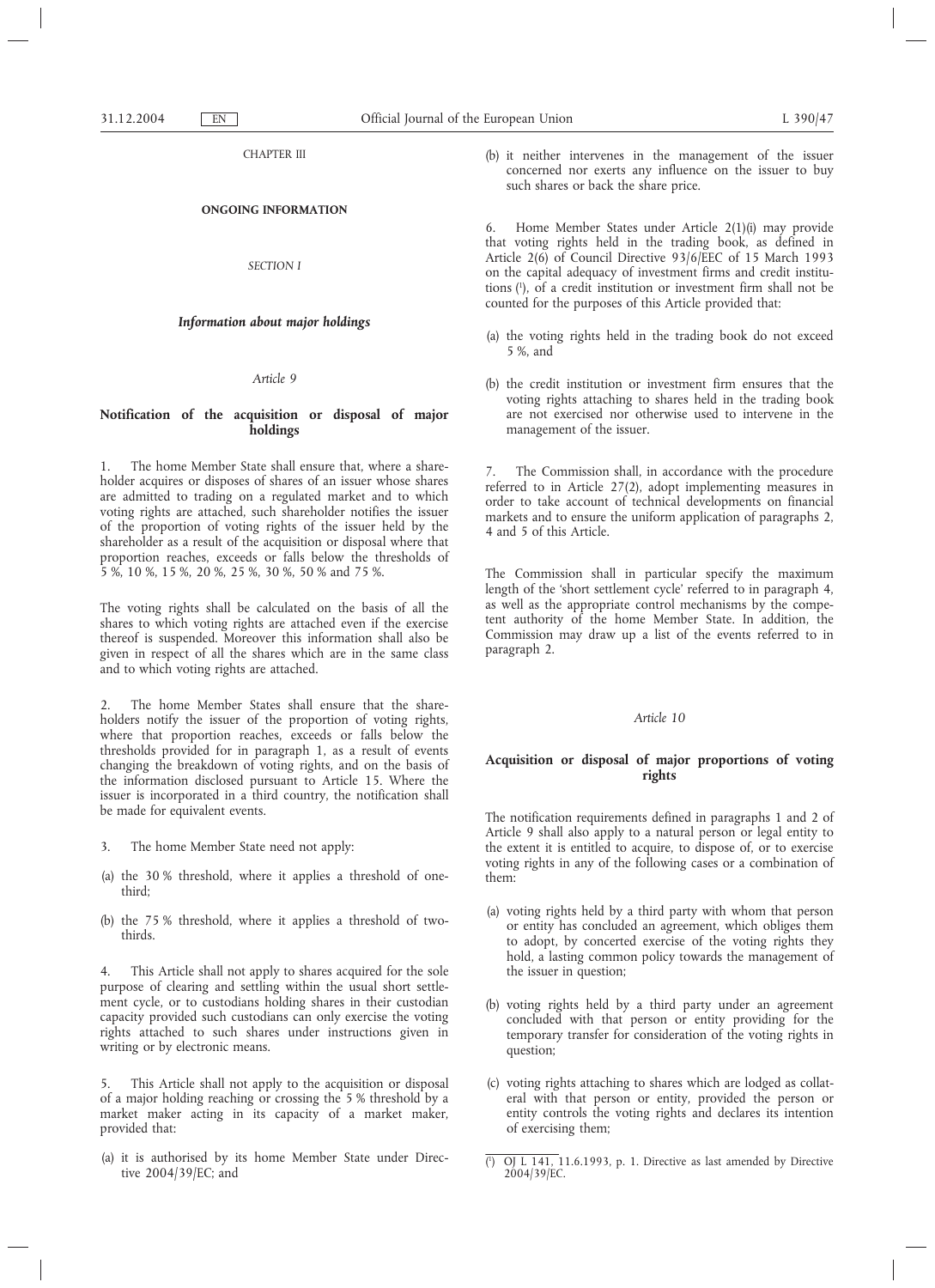CHAPTER III

## ONGOING INFORMATION

*SECTION I*

### *Information about major holdings*

*Article 9*

#### Notification of the acquisition or disposal of major holdings

1. The home Member State shall ensure that, where a shareholder acquires or disposes of shares of an issuer whose shares are admitted to trading on a regulated market and to which voting rights are attached, such shareholder notifies the issuer of the proportion of voting rights of the issuer held by the shareholder as a result of the acquisition or disposal where that proportion reaches, exceeds or falls below the thresholds of 5 %, 10 %, 15 %, 20 %, 25 %, 30 %, 50 % and 75 %.

The voting rights shall be calculated on the basis of all the shares to which voting rights are attached even if the exercise thereof is suspended. Moreover this information shall also be given in respect of all the shares which are in the same class and to which voting rights are attached.

2. The home Member States shall ensure that the shareholders notify the issuer of the proportion of voting rights, where that proportion reaches, exceeds or falls below the thresholds provided for in paragraph 1, as a result of events changing the breakdown of voting rights, and on the basis of the information disclosed pursuant to Article 15. Where the issuer is incorporated in a third country, the notification shall be made for equivalent events.

3. The home Member State need not apply:

(a) the 30 % threshold, where it applies a threshold of one-third;

(b) the 75 % threshold, where it applies a threshold of two-thirds.

4. This Article shall not apply to shares acquired for the sole purpose of clearing and settling within the usual short settlement cycle, or to custodians holding shares in their custodian capacity provided such custodians can only exercise the voting rights attached to such shares under instructions given in writing or by electronic means.

5. This Article shall not apply to the acquisition or disposal of a major holding reaching or crossing the 5 % threshold by a market maker acting in its capacity of a market maker, provided that:

(a) it is authorised by its home Member State under Directive 2004/39/EC; and

(b) it neither intervenes in the management of the issuer concerned nor exerts any influence on the issuer to buy such shares or back the share price.

6. Home Member States under Article 2(1)(i) may provide that voting rights held in the trading book, as defined in Article 2(6) of Council Directive 93/6/EEC of 15 March 1993 on the capital adequacy of investment firms and credit institutions [1], of a credit institution or investment firm shall not be counted for the purposes of this Article provided that:

(a) the voting rights held in the trading book do not exceed 5 %, and

(b) the credit institution or investment firm ensures that the voting rights attaching to shares held in the trading book are not exercised nor otherwise used to intervene in the management of the issuer.

7. The Commission shall, in accordance with the procedure referred to in Article 27(2), adopt implementing measures in order to take account of technical developments on financial markets and to ensure the uniform application of paragraphs 2, 4 and 5 of this Article.

The Commission shall in particular specify the maximum length of the 'short settlement cycle' referred to in paragraph 4, as well as the appropriate control mechanisms by the competent authority of the home Member State. In addition, the Commission may draw up a list of the events referred to in paragraph 2.

*Article 10*

#### Acquisition or disposal of major proportions of voting rights

The notification requirements defined in paragraphs 1 and 2 of Article 9 shall also apply to a natural person or legal entity to the extent it is entitled to acquire, to dispose of, or to exercise voting rights in any of the following cases or a combination of them:

(a) voting rights held by a third party with whom that person or entity has concluded an agreement, which obliges them to adopt, by concerted exercise of the voting rights they hold, a lasting common policy towards the management of the issuer in question;

(b) voting rights held by a third party under an agreement concluded with that person or entity providing for the temporary transfer for consideration of the voting rights in question;

(c) voting rights attaching to shares which are lodged as collateral with that person or entity, provided the person or entity controls the voting rights and declares its intention of exercising them;

[1] OJ L 141, 11.6.1993, p. 1. Directive as last amended by Directive 2004/39/EC.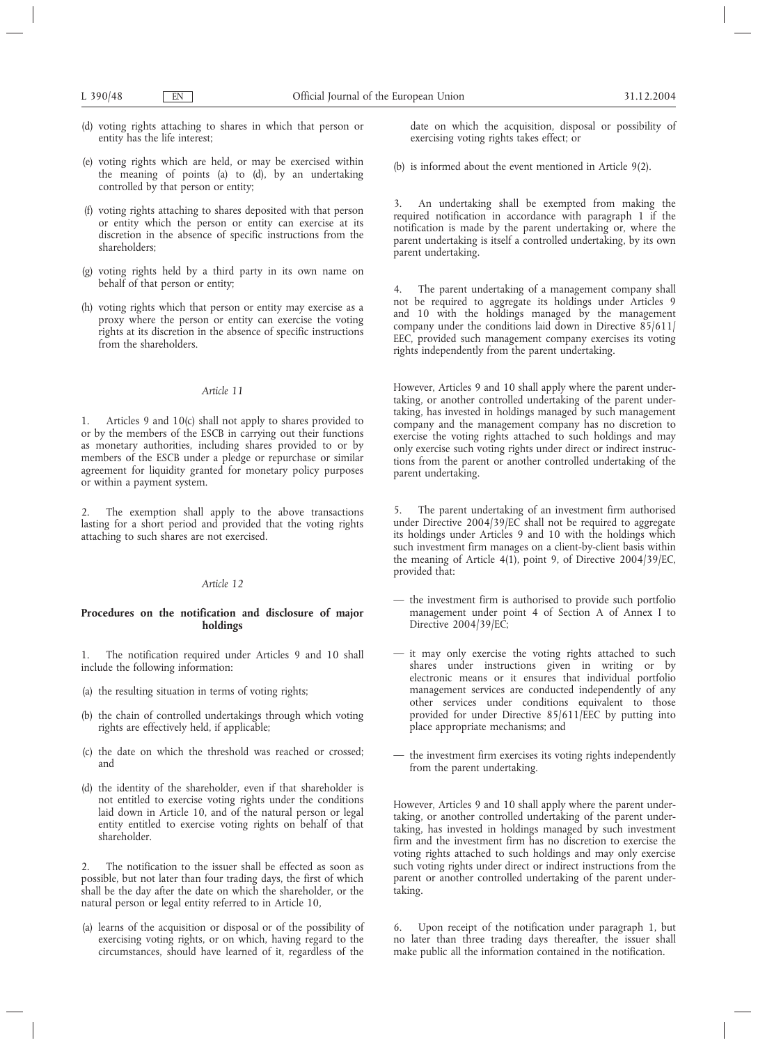(d) voting rights attaching to shares in which that person or entity has the life interest;

(e) voting rights which are held, or may be exercised within the meaning of points (a) to (d), by an undertaking controlled by that person or entity;

(f) voting rights attaching to shares deposited with that person or entity which the person or entity can exercise at its discretion in the absence of specific instructions from the shareholders;

(g) voting rights held by a third party in its own name on behalf of that person or entity;

(h) voting rights which that person or entity may exercise as a proxy where the person or entity can exercise the voting rights at its discretion in the absence of specific instructions from the shareholders.

*Article 11*

1. Articles 9 and 10(c) shall not apply to shares provided to or by the members of the ESCB in carrying out their functions as monetary authorities, including shares provided to or by members of the ESCB under a pledge or repurchase or similar agreement for liquidity granted for monetary policy purposes or within a payment system.

2. The exemption shall apply to the above transactions lasting for a short period and provided that the voting rights attaching to such shares are not exercised.

*Article 12*

**Procedures on the notification and disclosure of major holdings**

1. The notification required under Articles 9 and 10 shall include the following information:

(a) the resulting situation in terms of voting rights;

(b) the chain of controlled undertakings through which voting rights are effectively held, if applicable;

(c) the date on which the threshold was reached or crossed; and

(d) the identity of the shareholder, even if that shareholder is not entitled to exercise voting rights under the conditions laid down in Article 10, and of the natural person or legal entity entitled to exercise voting rights on behalf of that shareholder.

2. The notification to the issuer shall be effected as soon as possible, but not later than four trading days, the first of which shall be the day after the date on which the shareholder, or the natural person or legal entity referred to in Article 10,

(a) learns of the acquisition or disposal or of the possibility of exercising voting rights, or on which, having regard to the circumstances, should have learned of it, regardless of the date on which the acquisition, disposal or possibility of exercising voting rights takes effect; or

(b) is informed about the event mentioned in Article 9(2).

3. An undertaking shall be exempted from making the required notification in accordance with paragraph 1 if the notification is made by the parent undertaking or, where the parent undertaking is itself a controlled undertaking, by its own parent undertaking.

4. The parent undertaking of a management company shall not be required to aggregate its holdings under Articles 9 and 10 with the holdings managed by the management company under the conditions laid down in Directive 85/611/EEC, provided such management company exercises its voting rights independently from the parent undertaking.

However, Articles 9 and 10 shall apply where the parent undertaking, or another controlled undertaking of the parent undertaking, has invested in holdings managed by such management company and the management company has no discretion to exercise the voting rights attached to such holdings and may only exercise such voting rights under direct or indirect instructions from the parent or another controlled undertaking of the parent undertaking.

5. The parent undertaking of an investment firm authorised under Directive 2004/39/EC shall not be required to aggregate its holdings under Articles 9 and 10 with the holdings which such investment firm manages on a client-by-client basis within the meaning of Article 4(1), point 9, of Directive 2004/39/EC, provided that:

— the investment firm is authorised to provide such portfolio management under point 4 of Section A of Annex I to Directive 2004/39/EC;

— it may only exercise the voting rights attached to such shares under instructions given in writing or by electronic means or it ensures that individual portfolio management services are conducted independently of any other services under conditions equivalent to those provided for under Directive 85/611/EEC by putting into place appropriate mechanisms; and

— the investment firm exercises its voting rights independently from the parent undertaking.

However, Articles 9 and 10 shall apply where the parent undertaking, or another controlled undertaking of the parent undertaking, has invested in holdings managed by such investment firm and the investment firm has no discretion to exercise the voting rights attached to such holdings and may only exercise such voting rights under direct or indirect instructions from the parent or another controlled undertaking of the parent undertaking.

6. Upon receipt of the notification under paragraph 1, but no later than three trading days thereafter, the issuer shall make public all the information contained in the notification.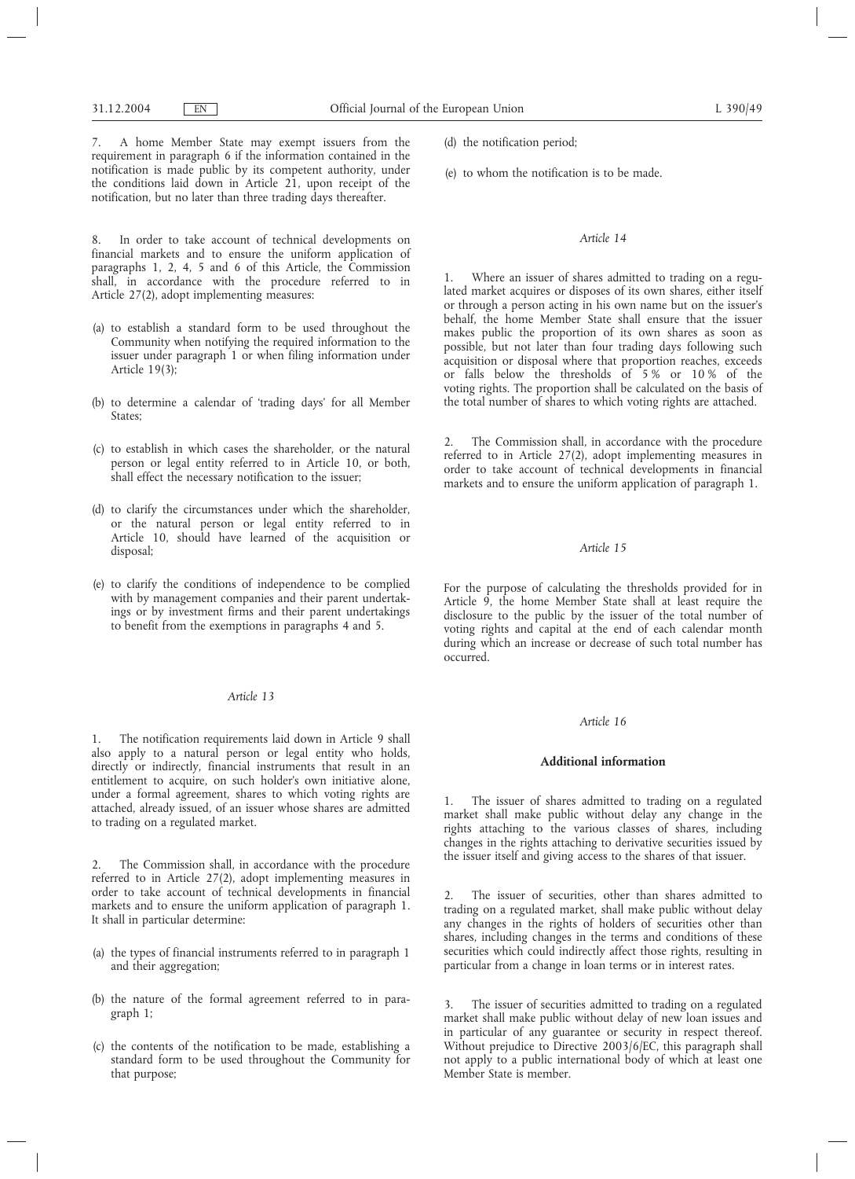7. A home Member State may exempt issuers from the requirement in paragraph 6 if the information contained in the notification is made public by its competent authority, under the conditions laid down in Article 21, upon receipt of the notification, but no later than three trading days thereafter.

8. In order to take account of technical developments on financial markets and to ensure the uniform application of paragraphs 1, 2, 4, 5 and 6 of this Article, the Commission shall, in accordance with the procedure referred to in Article 27(2), adopt implementing measures:

(a) to establish a standard form to be used throughout the Community when notifying the required information to the issuer under paragraph 1 or when filing information under Article 19(3);

(b) to determine a calendar of 'trading days' for all Member States;

(c) to establish in which cases the shareholder, or the natural person or legal entity referred to in Article 10, or both, shall effect the necessary notification to the issuer;

(d) to clarify the circumstances under which the shareholder, or the natural person or legal entity referred to in Article 10, should have learned of the acquisition or disposal;

(e) to clarify the conditions of independence to be complied with by management companies and their parent undertakings or by investment firms and their parent undertakings to benefit from the exemptions in paragraphs 4 and 5.

*Article 13*

1. The notification requirements laid down in Article 9 shall also apply to a natural person or legal entity who holds, directly or indirectly, financial instruments that result in an entitlement to acquire, on such holder's own initiative alone, under a formal agreement, shares to which voting rights are attached, already issued, of an issuer whose shares are admitted to trading on a regulated market.

2. The Commission shall, in accordance with the procedure referred to in Article 27(2), adopt implementing measures in order to take account of technical developments in financial markets and to ensure the uniform application of paragraph 1. It shall in particular determine:

(a) the types of financial instruments referred to in paragraph 1 and their aggregation;

(b) the nature of the formal agreement referred to in paragraph 1;

(c) the contents of the notification to be made, establishing a standard form to be used throughout the Community for that purpose;

(d) the notification period;

(e) to whom the notification is to be made.

*Article 14*

1. Where an issuer of shares admitted to trading on a regulated market acquires or disposes of its own shares, either itself or through a person acting in his own name but on the issuer's behalf, the home Member State shall ensure that the issuer makes public the proportion of its own shares as soon as possible, but not later than four trading days following such acquisition or disposal where that proportion reaches, exceeds or falls below the thresholds of 5 % or 10 % of the voting rights. The proportion shall be calculated on the basis of the total number of shares to which voting rights are attached.

2. The Commission shall, in accordance with the procedure referred to in Article 27(2), adopt implementing measures in order to take account of technical developments in financial markets and to ensure the uniform application of paragraph 1.

*Article 15*

For the purpose of calculating the thresholds provided for in Article 9, the home Member State shall at least require the disclosure to the public by the issuer of the total number of voting rights and capital at the end of each calendar month during which an increase or decrease of such total number has occurred.

*Article 16*

**Additional information**

1. The issuer of shares admitted to trading on a regulated market shall make public without delay any change in the rights attaching to the various classes of shares, including changes in the rights attaching to derivative securities issued by the issuer itself and giving access to the shares of that issuer.

2. The issuer of securities, other than shares admitted to trading on a regulated market, shall make public without delay any changes in the rights of holders of securities other than shares, including changes in the terms and conditions of these securities which could indirectly affect those rights, resulting in particular from a change in loan terms or in interest rates.

3. The issuer of securities admitted to trading on a regulated market shall make public without delay of new loan issues and in particular of any guarantee or security in respect thereof. Without prejudice to Directive 2003/6/EC, this paragraph shall not apply to a public international body of which at least one Member State is member.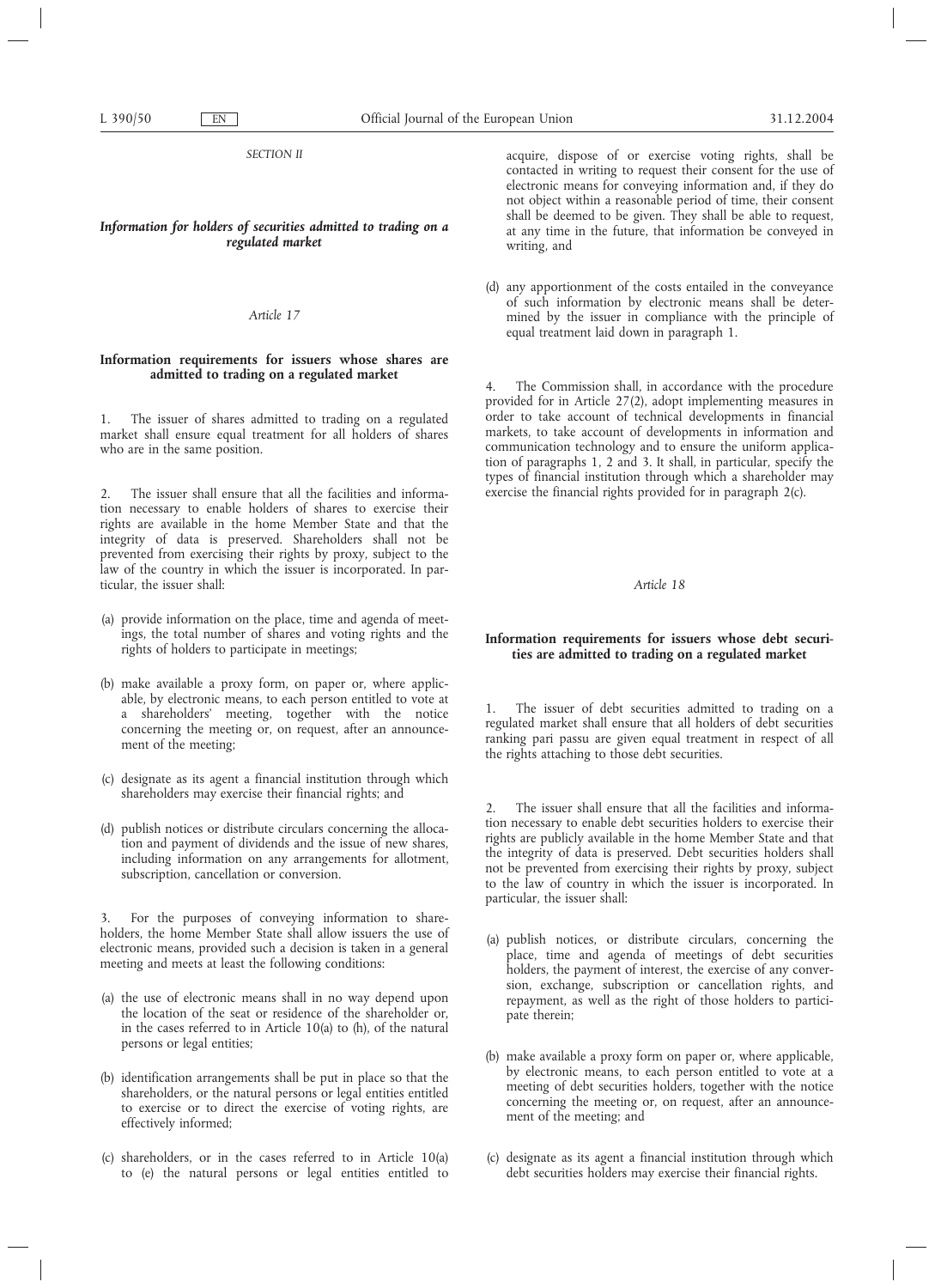*SECTION II*

***Information for holders of securities admitted to trading on a regulated market***

*Article 17*

**Information requirements for issuers whose shares are admitted to trading on a regulated market**

1. The issuer of shares admitted to trading on a regulated market shall ensure equal treatment for all holders of shares who are in the same position.

2. The issuer shall ensure that all the facilities and information necessary to enable holders of shares to exercise their rights are available in the home Member State and that the integrity of data is preserved. Shareholders shall not be prevented from exercising their rights by proxy, subject to the law of the country in which the issuer is incorporated. In particular, the issuer shall:

(a) provide information on the place, time and agenda of meetings, the total number of shares and voting rights and the rights of holders to participate in meetings;

(b) make available a proxy form, on paper or, where applicable, by electronic means, to each person entitled to vote at a shareholders' meeting, together with the notice concerning the meeting or, on request, after an announcement of the meeting;

(c) designate as its agent a financial institution through which shareholders may exercise their financial rights; and

(d) publish notices or distribute circulars concerning the allocation and payment of dividends and the issue of new shares, including information on any arrangements for allotment, subscription, cancellation or conversion.

3. For the purposes of conveying information to shareholders, the home Member State shall allow issuers the use of electronic means, provided such a decision is taken in a general meeting and meets at least the following conditions:

(a) the use of electronic means shall in no way depend upon the location of the seat or residence of the shareholder or, in the cases referred to in Article 10(a) to (h), of the natural persons or legal entities;

(b) identification arrangements shall be put in place so that the shareholders, or the natural persons or legal entities entitled to exercise or to direct the exercise of voting rights, are effectively informed;

(c) shareholders, or in the cases referred to in Article 10(a) to (e) the natural persons or legal entities entitled to acquire, dispose of or exercise voting rights, shall be contacted in writing to request their consent for the use of electronic means for conveying information and, if they do not object within a reasonable period of time, their consent shall be deemed to be given. They shall be able to request, at any time in the future, that information be conveyed in writing, and

(d) any apportionment of the costs entailed in the conveyance of such information by electronic means shall be determined by the issuer in compliance with the principle of equal treatment laid down in paragraph 1.

4. The Commission shall, in accordance with the procedure provided for in Article 27(2), adopt implementing measures in order to take account of technical developments in financial markets, to take account of developments in information and communication technology and to ensure the uniform application of paragraphs 1, 2 and 3. It shall, in particular, specify the types of financial institution through which a shareholder may exercise the financial rights provided for in paragraph 2(c).

*Article 18*

**Information requirements for issuers whose debt securities are admitted to trading on a regulated market**

1. The issuer of debt securities admitted to trading on a regulated market shall ensure that all holders of debt securities ranking pari passu are given equal treatment in respect of all the rights attaching to those debt securities.

2. The issuer shall ensure that all the facilities and information necessary to enable debt securities holders to exercise their rights are publicly available in the home Member State and that the integrity of data is preserved. Debt securities holders shall not be prevented from exercising their rights by proxy, subject to the law of country in which the issuer is incorporated. In particular, the issuer shall:

(a) publish notices, or distribute circulars, concerning the place, time and agenda of meetings of debt securities holders, the payment of interest, the exercise of any conversion, exchange, subscription or cancellation rights, and repayment, as well as the right of those holders to participate therein;

(b) make available a proxy form on paper or, where applicable, by electronic means, to each person entitled to vote at a meeting of debt securities holders, together with the notice concerning the meeting or, on request, after an announcement of the meeting; and

(c) designate as its agent a financial institution through which debt securities holders may exercise their financial rights.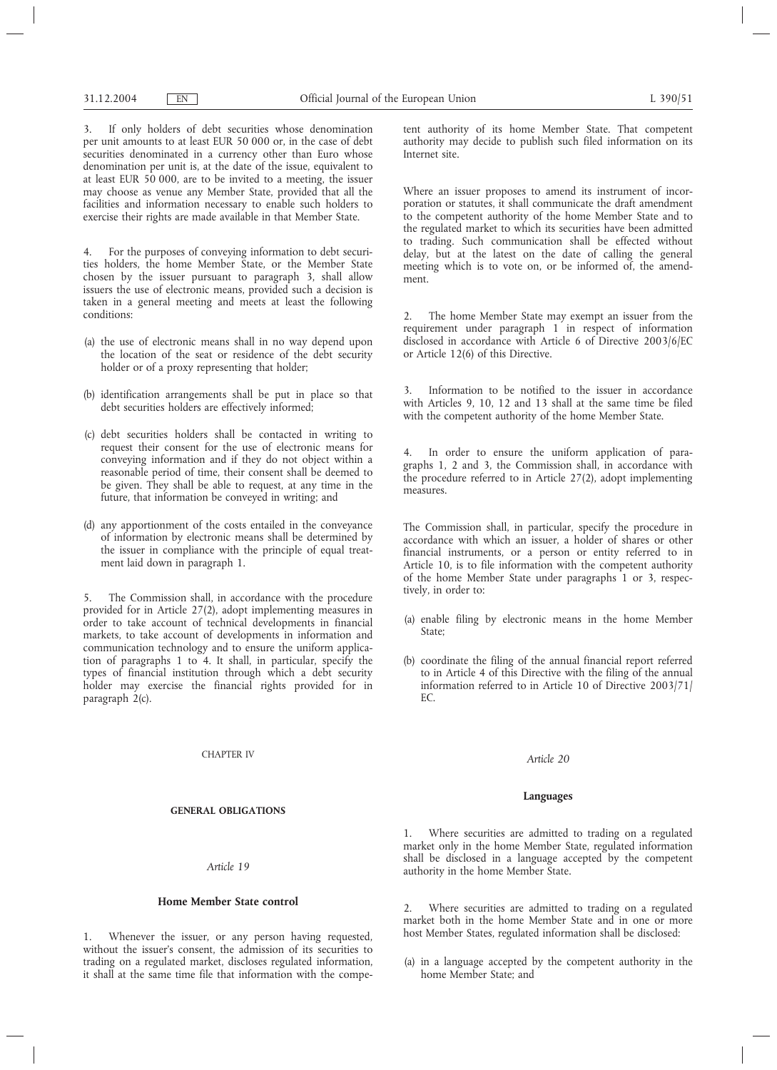3. If only holders of debt securities whose denomination per unit amounts to at least EUR 50 000 or, in the case of debt securities denominated in a currency other than Euro whose denomination per unit is, at the date of the issue, equivalent to at least EUR 50 000, are to be invited to a meeting, the issuer may choose as venue any Member State, provided that all the facilities and information necessary to enable such holders to exercise their rights are made available in that Member State.

4. For the purposes of conveying information to debt securities holders, the home Member State, or the Member State chosen by the issuer pursuant to paragraph 3, shall allow issuers the use of electronic means, provided such a decision is taken in a general meeting and meets at least the following conditions:

(a) the use of electronic means shall in no way depend upon the location of the seat or residence of the debt security holder or of a proxy representing that holder;

(b) identification arrangements shall be put in place so that debt securities holders are effectively informed;

(c) debt securities holders shall be contacted in writing to request their consent for the use of electronic means for conveying information and if they do not object within a reasonable period of time, their consent shall be deemed to be given. They shall be able to request, at any time in the future, that information be conveyed in writing; and

(d) any apportionment of the costs entailed in the conveyance of information by electronic means shall be determined by the issuer in compliance with the principle of equal treatment laid down in paragraph 1.

5. The Commission shall, in accordance with the procedure provided for in Article 27(2), adopt implementing measures in order to take account of technical developments in financial markets, to take account of developments in information and communication technology and to ensure the uniform application of paragraphs 1 to 4. It shall, in particular, specify the types of financial institution through which a debt security holder may exercise the financial rights provided for in paragraph 2(c).

CHAPTER IV

## GENERAL OBLIGATIONS

*Article 19*

### Home Member State control

1. Whenever the issuer, or any person having requested, without the issuer's consent, the admission of its securities to trading on a regulated market, discloses regulated information, it shall at the same time file that information with the competent authority of its home Member State. That competent authority may decide to publish such filed information on its Internet site.

Where an issuer proposes to amend its instrument of incorporation or statutes, it shall communicate the draft amendment to the competent authority of the home Member State and to the regulated market to which its securities have been admitted to trading. Such communication shall be effected without delay, but at the latest on the date of calling the general meeting which is to vote on, or be informed of, the amendment.

2. The home Member State may exempt an issuer from the requirement under paragraph 1 in respect of information disclosed in accordance with Article 6 of Directive 2003/6/EC or Article 12(6) of this Directive.

3. Information to be notified to the issuer in accordance with Articles 9, 10, 12 and 13 shall at the same time be filed with the competent authority of the home Member State.

4. In order to ensure the uniform application of paragraphs 1, 2 and 3, the Commission shall, in accordance with the procedure referred to in Article 27(2), adopt implementing measures.

The Commission shall, in particular, specify the procedure in accordance with which an issuer, a holder of shares or other financial instruments, or a person or entity referred to in Article 10, is to file information with the competent authority of the home Member State under paragraphs 1 or 3, respectively, in order to:

(a) enable filing by electronic means in the home Member State;

(b) coordinate the filing of the annual financial report referred to in Article 4 of this Directive with the filing of the annual information referred to in Article 10 of Directive 2003/71/EC.

*Article 20*

### Languages

1. Where securities are admitted to trading on a regulated market only in the home Member State, regulated information shall be disclosed in a language accepted by the competent authority in the home Member State.

2. Where securities are admitted to trading on a regulated market both in the home Member State and in one or more host Member States, regulated information shall be disclosed:

(a) in a language accepted by the competent authority in the home Member State; and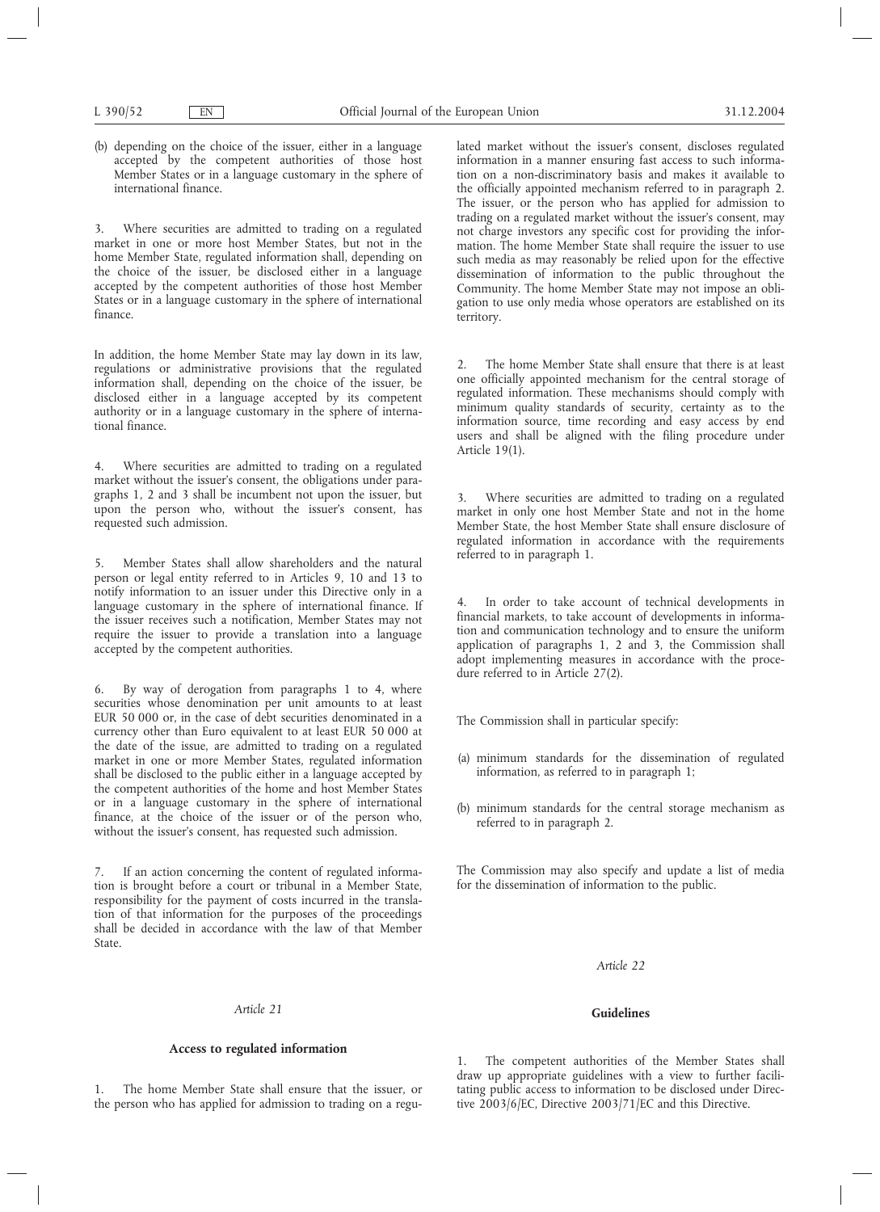(b) depending on the choice of the issuer, either in a language accepted by the competent authorities of those host Member States or in a language customary in the sphere of international finance.

3. Where securities are admitted to trading on a regulated market in one or more host Member States, but not in the home Member State, regulated information shall, depending on the choice of the issuer, be disclosed either in a language accepted by the competent authorities of those host Member States or in a language customary in the sphere of international finance.

In addition, the home Member State may lay down in its law, regulations or administrative provisions that the regulated information shall, depending on the choice of the issuer, be disclosed either in a language accepted by its competent authority or in a language customary in the sphere of international finance.

4. Where securities are admitted to trading on a regulated market without the issuer's consent, the obligations under paragraphs 1, 2 and 3 shall be incumbent not upon the issuer, but upon the person who, without the issuer's consent, has requested such admission.

5. Member States shall allow shareholders and the natural person or legal entity referred to in Articles 9, 10 and 13 to notify information to an issuer under this Directive only in a language customary in the sphere of international finance. If the issuer receives such a notification, Member States may not require the issuer to provide a translation into a language accepted by the competent authorities.

6. By way of derogation from paragraphs 1 to 4, where securities whose denomination per unit amounts to at least EUR 50 000 or, in the case of debt securities denominated in a currency other than Euro equivalent to at least EUR 50 000 at the date of the issue, are admitted to trading on a regulated market in one or more Member States, regulated information shall be disclosed to the public either in a language accepted by the competent authorities of the home and host Member States or in a language customary in the sphere of international finance, at the choice of the issuer or of the person who, without the issuer's consent, has requested such admission.

7. If an action concerning the content of regulated information is brought before a court or tribunal in a Member State, responsibility for the payment of costs incurred in the translation of that information for the purposes of the proceedings shall be decided in accordance with the law of that Member State.

*Article 21*

**Access to regulated information**

1. The home Member State shall ensure that the issuer, or the person who has applied for admission to trading on a regulated market without the issuer's consent, discloses regulated information in a manner ensuring fast access to such information on a non-discriminatory basis and makes it available to the officially appointed mechanism referred to in paragraph 2. The issuer, or the person who has applied for admission to trading on a regulated market without the issuer's consent, may not charge investors any specific cost for providing the information. The home Member State shall require the issuer to use such media as may reasonably be relied upon for the effective dissemination of information to the public throughout the Community. The home Member State may not impose an obligation to use only media whose operators are established on its territory.

2. The home Member State shall ensure that there is at least one officially appointed mechanism for the central storage of regulated information. These mechanisms should comply with minimum quality standards of security, certainty as to the information source, time recording and easy access by end users and shall be aligned with the filing procedure under Article 19(1).

3. Where securities are admitted to trading on a regulated market in only one host Member State and not in the home Member State, the host Member State shall ensure disclosure of regulated information in accordance with the requirements referred to in paragraph 1.

4. In order to take account of technical developments in financial markets, to take account of developments in information and communication technology and to ensure the uniform application of paragraphs 1, 2 and 3, the Commission shall adopt implementing measures in accordance with the procedure referred to in Article 27(2).

The Commission shall in particular specify:

(a) minimum standards for the dissemination of regulated information, as referred to in paragraph 1;

(b) minimum standards for the central storage mechanism as referred to in paragraph 2.

The Commission may also specify and update a list of media for the dissemination of information to the public.

*Article 22*

**Guidelines**

1. The competent authorities of the Member States shall draw up appropriate guidelines with a view to further facilitating public access to information to be disclosed under Directive 2003/6/EC, Directive 2003/71/EC and this Directive.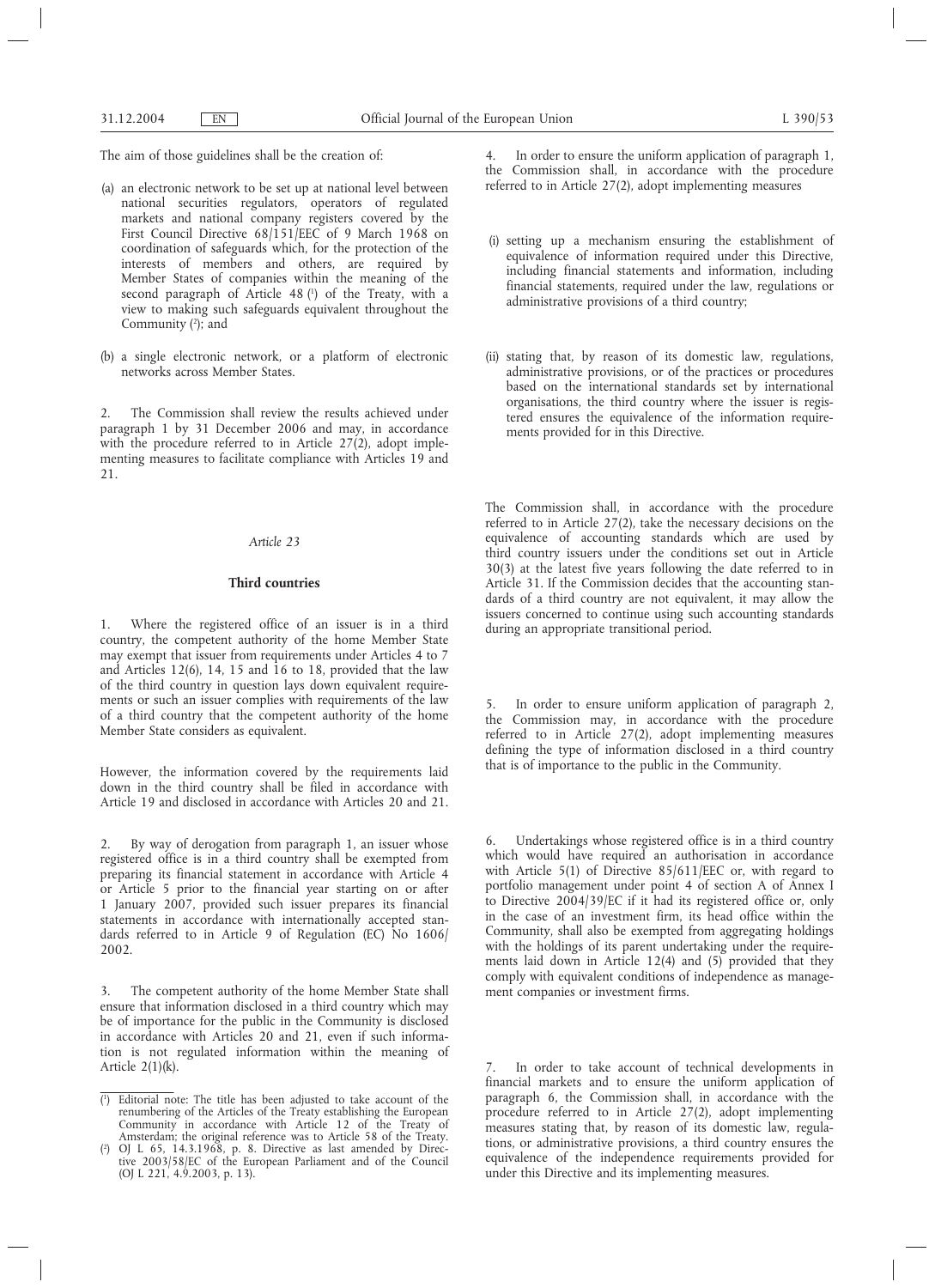The aim of those guidelines shall be the creation of:

(a) an electronic network to be set up at national level between national securities regulators, operators of regulated markets and national company registers covered by the First Council Directive 68/151/EEC of 9 March 1968 on coordination of safeguards which, for the protection of the interests of members and others, are required by Member States of companies within the meaning of the second paragraph of Article 48 [1] of the Treaty, with a view to making such safeguards equivalent throughout the Community [2]; and

(b) a single electronic network, or a platform of electronic networks across Member States.

2. The Commission shall review the results achieved under paragraph 1 by 31 December 2006 and may, in accordance with the procedure referred to in Article 27(2), adopt implementing measures to facilitate compliance with Articles 19 and 21.

*Article 23*

**Third countries**

1. Where the registered office of an issuer is in a third country, the competent authority of the home Member State may exempt that issuer from requirements under Articles 4 to 7 and Articles 12(6), 14, 15 and 16 to 18, provided that the law of the third country in question lays down equivalent requirements or such an issuer complies with requirements of the law of a third country that the competent authority of the home Member State considers as equivalent.

However, the information covered by the requirements laid down in the third country shall be filed in accordance with Article 19 and disclosed in accordance with Articles 20 and 21.

2. By way of derogation from paragraph 1, an issuer whose registered office is in a third country shall be exempted from preparing its financial statement in accordance with Article 4 or Article 5 prior to the financial year starting on or after 1 January 2007, provided such issuer prepares its financial statements in accordance with internationally accepted standards referred to in Article 9 of Regulation (EC) No 1606/2002.

3. The competent authority of the home Member State shall ensure that information disclosed in a third country which may be of importance for the public in the Community is disclosed in accordance with Articles 20 and 21, even if such information is not regulated information within the meaning of Article 2(1)(k).

4. In order to ensure the uniform application of paragraph 1, the Commission shall, in accordance with the procedure referred to in Article 27(2), adopt implementing measures

(i) setting up a mechanism ensuring the establishment of equivalence of information required under this Directive, including financial statements and information, including financial statements, required under the law, regulations or administrative provisions of a third country;

(ii) stating that, by reason of its domestic law, regulations, administrative provisions, or of the practices or procedures based on the international standards set by international organisations, the third country where the issuer is registered ensures the equivalence of the information requirements provided for in this Directive.

The Commission shall, in accordance with the procedure referred to in Article 27(2), take the necessary decisions on the equivalence of accounting standards which are used by third country issuers under the conditions set out in Article 30(3) at the latest five years following the date referred to in Article 31. If the Commission decides that the accounting standards of a third country are not equivalent, it may allow the issuers concerned to continue using such accounting standards during an appropriate transitional period.

5. In order to ensure uniform application of paragraph 2, the Commission may, in accordance with the procedure referred to in Article 27(2), adopt implementing measures defining the type of information disclosed in a third country that is of importance to the public in the Community.

6. Undertakings whose registered office is in a third country which would have required an authorisation in accordance with Article 5(1) of Directive 85/611/EEC or, with regard to portfolio management under point 4 of section A of Annex I to Directive 2004/39/EC if it had its registered office or, only in the case of an investment firm, its head office within the Community, shall also be exempted from aggregating holdings with the holdings of its parent undertaking under the requirements laid down in Article 12(4) and (5) provided that they comply with equivalent conditions of independence as management companies or investment firms.

7. In order to take account of technical developments in financial markets and to ensure the uniform application of paragraph 6, the Commission shall, in accordance with the procedure referred to in Article 27(2), adopt implementing measures stating that, by reason of its domestic law, regulations, or administrative provisions, a third country ensures the equivalence of the independence requirements provided for under this Directive and its implementing measures.

---

[1] Editorial note: The title has been adjusted to take account of the renumbering of the Articles of the Treaty establishing the European Community in accordance with Article 12 of the Treaty of Amsterdam; the original reference was to Article 58 of the Treaty.

[2] OJ L 65, 14.3.1968, p. 8. Directive as last amended by Directive 2003/58/EC of the European Parliament and of the Council (OJ L 221, 4.9.2003, p. 13).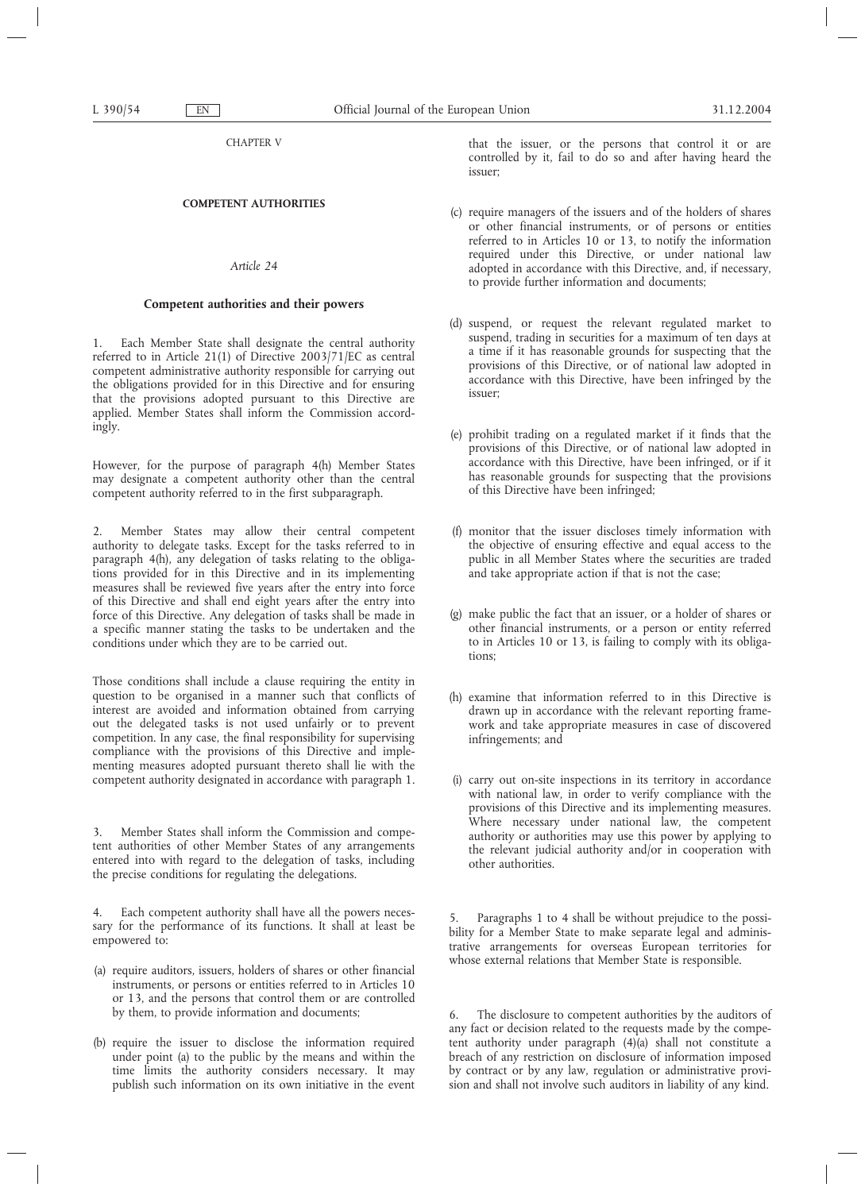CHAPTER V

## COMPETENT AUTHORITIES

*Article 24*

### Competent authorities and their powers

1. Each Member State shall designate the central authority referred to in Article 21(1) of Directive 2003/71/EC as central competent administrative authority responsible for carrying out the obligations provided for in this Directive and for ensuring that the provisions adopted pursuant to this Directive are applied. Member States shall inform the Commission accordingly.

However, for the purpose of paragraph 4(h) Member States may designate a competent authority other than the central competent authority referred to in the first subparagraph.

2. Member States may allow their central competent authority to delegate tasks. Except for the tasks referred to in paragraph 4(h), any delegation of tasks relating to the obligations provided for in this Directive and in its implementing measures shall be reviewed five years after the entry into force of this Directive and shall end eight years after the entry into force of this Directive. Any delegation of tasks shall be made in a specific manner stating the tasks to be undertaken and the conditions under which they are to be carried out.

Those conditions shall include a clause requiring the entity in question to be organised in a manner such that conflicts of interest are avoided and information obtained from carrying out the delegated tasks is not used unfairly or to prevent competition. In any case, the final responsibility for supervising compliance with the provisions of this Directive and implementing measures adopted pursuant thereto shall lie with the competent authority designated in accordance with paragraph 1.

3. Member States shall inform the Commission and competent authorities of other Member States of any arrangements entered into with regard to the delegation of tasks, including the precise conditions for regulating the delegations.

4. Each competent authority shall have all the powers necessary for the performance of its functions. It shall at least be empowered to:

(a) require auditors, issuers, holders of shares or other financial instruments, or persons or entities referred to in Articles 10 or 13, and the persons that control them or are controlled by them, to provide information and documents;

(b) require the issuer to disclose the information required under point (a) to the public by the means and within the time limits the authority considers necessary. It may publish such information on its own initiative in the event that the issuer, or the persons that control it or are controlled by it, fail to do so and after having heard the issuer;

(c) require managers of the issuers and of the holders of shares or other financial instruments, or of persons or entities referred to in Articles 10 or 13, to notify the information required under this Directive, or under national law adopted in accordance with this Directive, and, if necessary, to provide further information and documents;

(d) suspend, or request the relevant regulated market to suspend, trading in securities for a maximum of ten days at a time if it has reasonable grounds for suspecting that the provisions of this Directive, or of national law adopted in accordance with this Directive, have been infringed by the issuer;

(e) prohibit trading on a regulated market if it finds that the provisions of this Directive, or of national law adopted in accordance with this Directive, have been infringed, or if it has reasonable grounds for suspecting that the provisions of this Directive have been infringed;

(f) monitor that the issuer discloses timely information with the objective of ensuring effective and equal access to the public in all Member States where the securities are traded and take appropriate action if that is not the case;

(g) make public the fact that an issuer, or a holder of shares or other financial instruments, or a person or entity referred to in Articles 10 or 13, is failing to comply with its obligations;

(h) examine that information referred to in this Directive is drawn up in accordance with the relevant reporting framework and take appropriate measures in case of discovered infringements; and

(i) carry out on-site inspections in its territory in accordance with national law, in order to verify compliance with the provisions of this Directive and its implementing measures. Where necessary under national law, the competent authority or authorities may use this power by applying to the relevant judicial authority and/or in cooperation with other authorities.

5. Paragraphs 1 to 4 shall be without prejudice to the possibility for a Member State to make separate legal and administrative arrangements for overseas European territories for whose external relations that Member State is responsible.

6. The disclosure to competent authorities by the auditors of any fact or decision related to the requests made by the competent authority under paragraph (4)(a) shall not constitute a breach of any restriction on disclosure of information imposed by contract or by any law, regulation or administrative provision and shall not involve such auditors in liability of any kind.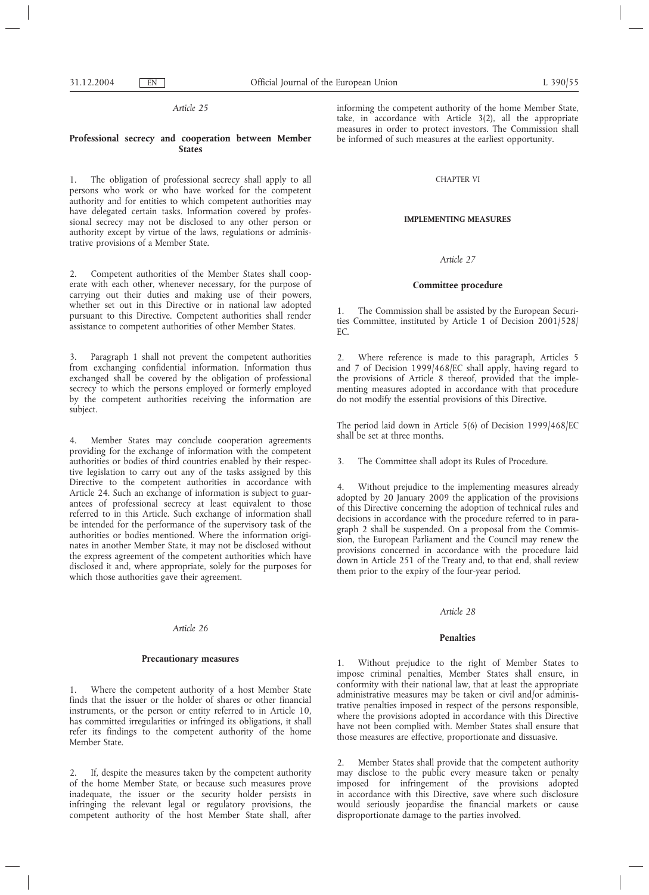*Article 25*

**Professional secrecy and cooperation between Member States**

1. The obligation of professional secrecy shall apply to all persons who work or who have worked for the competent authority and for entities to which competent authorities may have delegated certain tasks. Information covered by professional secrecy may not be disclosed to any other person or authority except by virtue of the laws, regulations or administrative provisions of a Member State.

2. Competent authorities of the Member States shall cooperate with each other, whenever necessary, for the purpose of carrying out their duties and making use of their powers, whether set out in this Directive or in national law adopted pursuant to this Directive. Competent authorities shall render assistance to competent authorities of other Member States.

3. Paragraph 1 shall not prevent the competent authorities from exchanging confidential information. Information thus exchanged shall be covered by the obligation of professional secrecy to which the persons employed or formerly employed by the competent authorities receiving the information are subject.

4. Member States may conclude cooperation agreements providing for the exchange of information with the competent authorities or bodies of third countries enabled by their respective legislation to carry out any of the tasks assigned by this Directive to the competent authorities in accordance with Article 24. Such an exchange of information is subject to guarantees of professional secrecy at least equivalent to those referred to in this Article. Such exchange of information shall be intended for the performance of the supervisory task of the authorities or bodies mentioned. Where the information originates in another Member State, it may not be disclosed without the express agreement of the competent authorities which have disclosed it and, where appropriate, solely for the purposes for which those authorities gave their agreement.

*Article 26*

**Precautionary measures**

1. Where the competent authority of a host Member State finds that the issuer or the holder of shares or other financial instruments, or the person or entity referred to in Article 10, has committed irregularities or infringed its obligations, it shall refer its findings to the competent authority of the home Member State.

2. If, despite the measures taken by the competent authority of the home Member State, or because such measures prove inadequate, the issuer or the security holder persists in infringing the relevant legal or regulatory provisions, the competent authority of the host Member State shall, after informing the competent authority of the home Member State, take, in accordance with Article 3(2), all the appropriate measures in order to protect investors. The Commission shall be informed of such measures at the earliest opportunity.

CHAPTER VI

**IMPLEMENTING MEASURES**

*Article 27*

**Committee procedure**

1. The Commission shall be assisted by the European Securities Committee, instituted by Article 1 of Decision 2001/528/EC.

2. Where reference is made to this paragraph, Articles 5 and 7 of Decision 1999/468/EC shall apply, having regard to the provisions of Article 8 thereof, provided that the implementing measures adopted in accordance with that procedure do not modify the essential provisions of this Directive.

The period laid down in Article 5(6) of Decision 1999/468/EC shall be set at three months.

3. The Committee shall adopt its Rules of Procedure.

4. Without prejudice to the implementing measures already adopted by 20 January 2009 the application of the provisions of this Directive concerning the adoption of technical rules and decisions in accordance with the procedure referred to in paragraph 2 shall be suspended. On a proposal from the Commission, the European Parliament and the Council may renew the provisions concerned in accordance with the procedure laid down in Article 251 of the Treaty and, to that end, shall review them prior to the expiry of the four-year period.

*Article 28*

**Penalties**

1. Without prejudice to the right of Member States to impose criminal penalties, Member States shall ensure, in conformity with their national law, that at least the appropriate administrative measures may be taken or civil and/or administrative penalties imposed in respect of the persons responsible, where the provisions adopted in accordance with this Directive have not been complied with. Member States shall ensure that those measures are effective, proportionate and dissuasive.

2. Member States shall provide that the competent authority may disclose to the public every measure taken or penalty imposed for infringement of the provisions adopted in accordance with this Directive, save where such disclosure would seriously jeopardise the financial markets or cause disproportionate damage to the parties involved.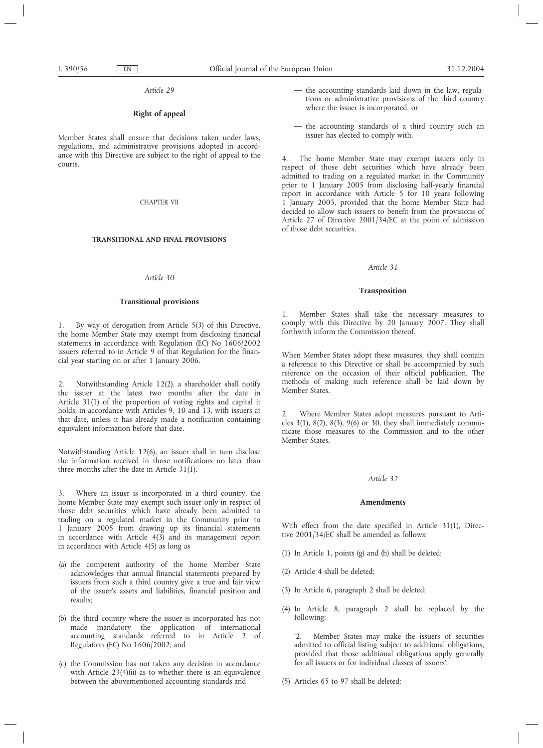*Article 29*

**Right of appeal**

Member States shall ensure that decisions taken under laws, regulations, and administrative provisions adopted in accordance with this Directive are subject to the right of appeal to the courts.

CHAPTER VII

**TRANSITIONAL AND FINAL PROVISIONS**

*Article 30*

**Transitional provisions**

1. By way of derogation from Article 5(3) of this Directive, the home Member State may exempt from disclosing financial statements in accordance with Regulation (EC) No 1606/2002 issuers referred to in Article 9 of that Regulation for the financial year starting on or after 1 January 2006.

2. Notwithstanding Article 12(2), a shareholder shall notify the issuer at the latest two months after the date in Article 31(1) of the proportion of voting rights and capital it holds, in accordance with Articles 9, 10 and 13, with issuers at that date, unless it has already made a notification containing equivalent information before that date.

Notwithstanding Article 12(6), an issuer shall in turn disclose the information received in those notifications no later than three months after the date in Article 31(1).

3. Where an issuer is incorporated in a third country, the home Member State may exempt such issuer only in respect of those debt securities which have already been admitted to trading on a regulated market in the Community prior to 1 January 2005 from drawing up its financial statements in accordance with Article 4(3) and its management report in accordance with Article 4(5) as long as

(a) the competent authority of the home Member State acknowledges that annual financial statements prepared by issuers from such a third country give a true and fair view of the issuer's assets and liabilities, financial position and results;

(b) the third country where the issuer is incorporated has not made mandatory the application of international accounting standards referred to in Article 2 of Regulation (EC) No 1606/2002; and

(c) the Commission has not taken any decision in accordance with Article 23(4)(ii) as to whether there is an equivalence between the abovementioned accounting standards and

— the accounting standards laid down in the law, regulations or administrative provisions of the third country where the issuer is incorporated, or

— the accounting standards of a third country such an issuer has elected to comply with.

4. The home Member State may exempt issuers only in respect of those debt securities which have already been admitted to trading on a regulated market in the Community prior to 1 January 2005 from disclosing half-yearly financial report in accordance with Article 5 for 10 years following 1 January 2005, provided that the home Member State had decided to allow such issuers to benefit from the provisions of Article 27 of Directive 2001/34/EC at the point of admission of those debt securities.

*Article 31*

**Transposition**

1. Member States shall take the necessary measures to comply with this Directive by 20 January 2007. They shall forthwith inform the Commission thereof.

When Member States adopt these measures, they shall contain a reference to this Directive or shall be accompanied by such reference on the occasion of their official publication. The methods of making such reference shall be laid down by Member States.

2. Where Member States adopt measures pursuant to Articles 3(1), 8(2), 8(3), 9(6) or 30, they shall immediately communicate those measures to the Commission and to the other Member States.

*Article 32*

**Amendments**

With effect from the date specified in Article 31(1), Directive 2001/34/EC shall be amended as follows:

(1) In Article 1, points (g) and (h) shall be deleted;

(2) Article 4 shall be deleted;

(3) In Article 6, paragraph 2 shall be deleted;

(4) In Article 8, paragraph 2 shall be replaced by the following:

'2. Member States may make the issuers of securities admitted to official listing subject to additional obligations, provided that those additional obligations apply generally for all issuers or for individual classes of issuers';

(5) Articles 65 to 97 shall be deleted;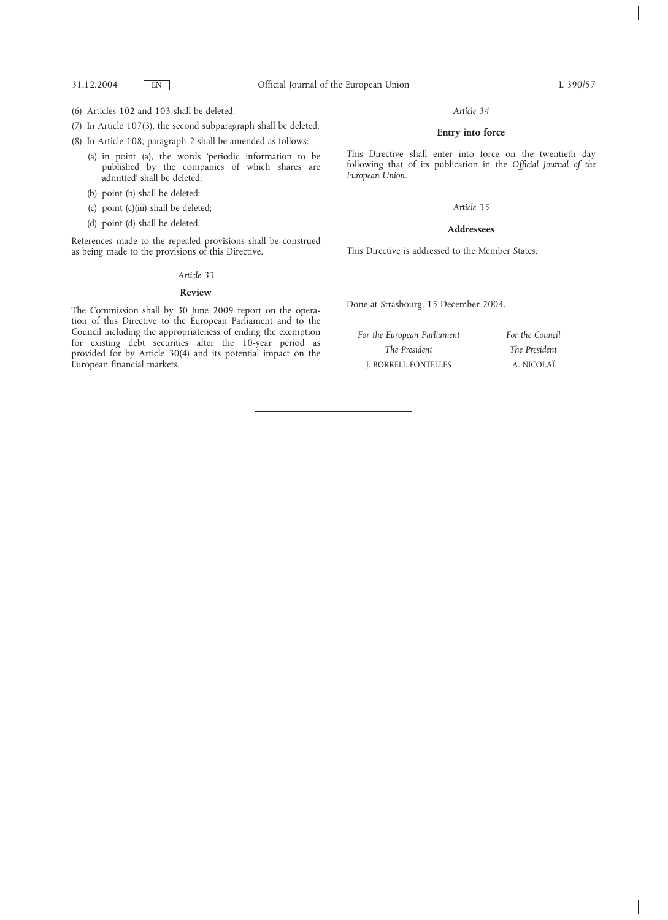(6) Articles 102 and 103 shall be deleted;

(7) In Article 107(3), the second subparagraph shall be deleted;

(8) In Article 108, paragraph 2 shall be amended as follows:

(a) in point (a), the words 'periodic information to be published by the companies of which shares are admitted' shall be deleted;

(b) point (b) shall be deleted;

(c) point (c)(iii) shall be deleted;

(d) point (d) shall be deleted.

References made to the repealed provisions shall be construed as being made to the provisions of this Directive.

*Article 33*

**Review**

The Commission shall by 30 June 2009 report on the operation of this Directive to the European Parliament and to the Council including the appropriateness of ending the exemption for existing debt securities after the 10-year period as provided for by Article 30(4) and its potential impact on the European financial markets.

*Article 34*

**Entry into force**

This Directive shall enter into force on the twentieth day following that of its publication in the *Official Journal of the European Union*.

*Article 35*

**Addressees**

This Directive is addressed to the Member States.

Done at Strasbourg, 15 December 2004.

*For the European Parliament*

*The President*

J. BORRELL FONTELLES

*For the Council*

*The President*

A. NICOLAÏ